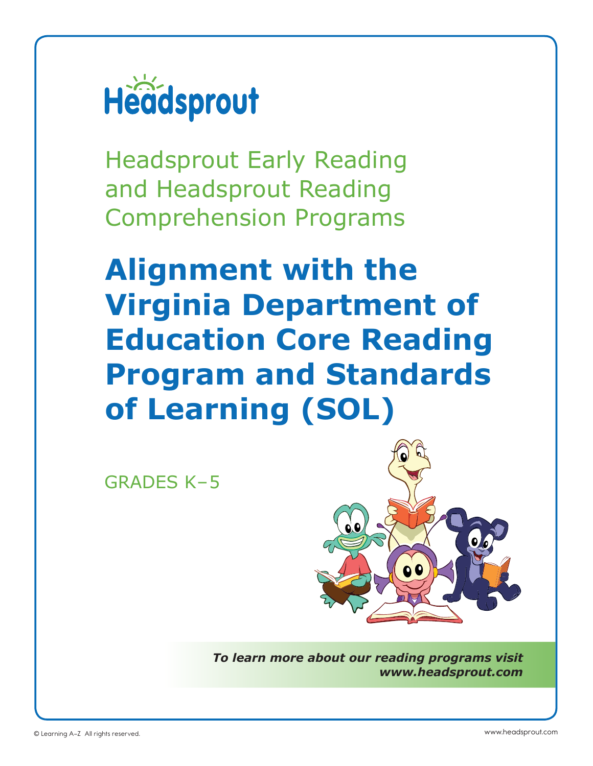Headsprout

Headsprout Early Reading and Headsprout Reading Comprehension Programs

# Alignment with the Virginia Department of Education Core Reading Program and Standards of Learning (SOL)

GRADES K–5

***To learn more about our reading programs visit www.headsprout.com***

© Learning A–Z All rights reserved.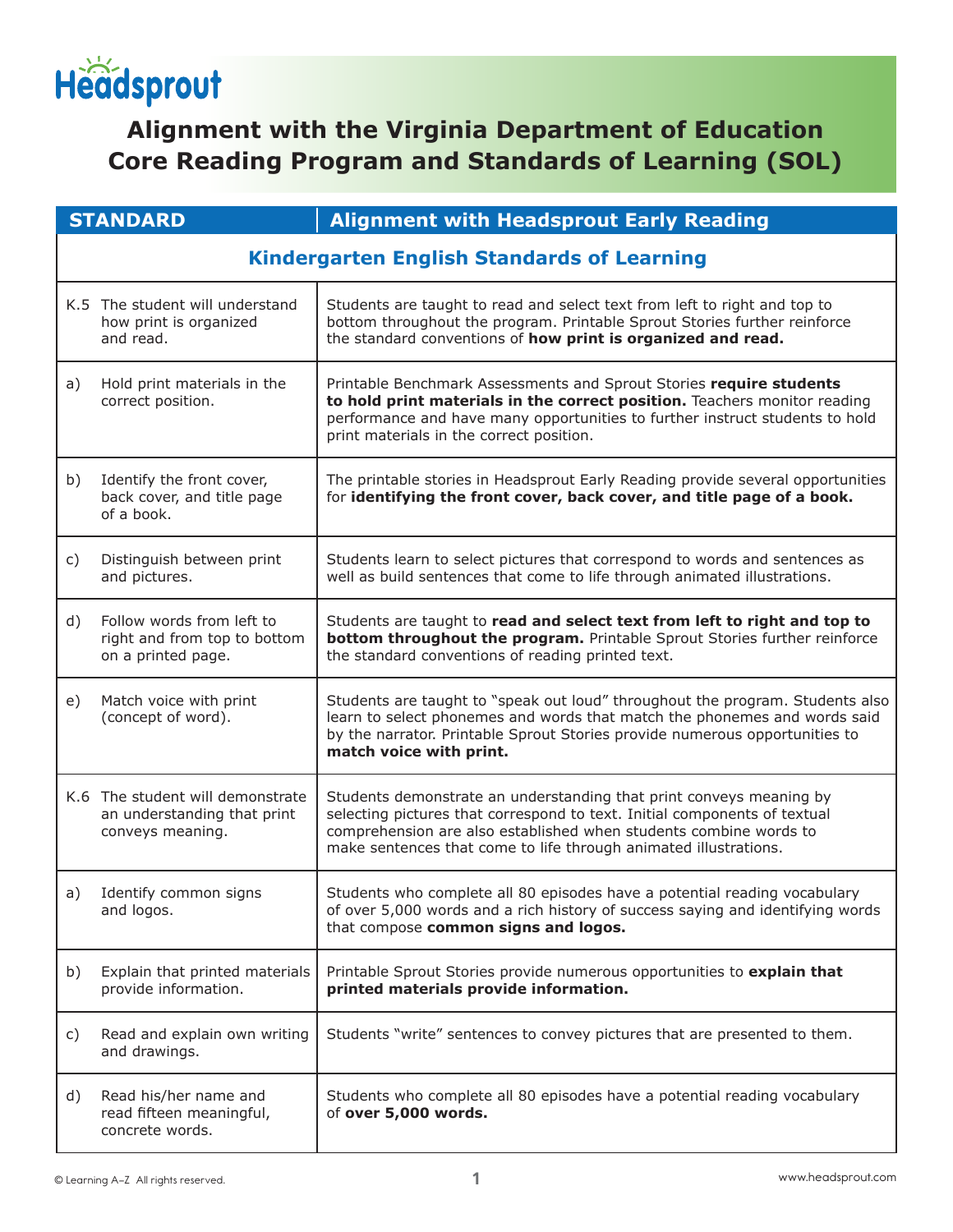# Headsprout

## Alignment with the Virginia Department of Education Core Reading Program and Standards of Learning (SOL)

| STANDARD | Alignment with Headsprout Early Reading |
|---|---|
| **Kindergarten English Standards of Learning** | |
| K.5 The student will understand how print is organized and read. | Students are taught to read and select text from left to right and top to bottom throughout the program. Printable Sprout Stories further reinforce the standard conventions of **how print is organized and read.** |
| a) Hold print materials in the correct position. | Printable Benchmark Assessments and Sprout Stories **require students to hold print materials in the correct position.** Teachers monitor reading performance and have many opportunities to further instruct students to hold print materials in the correct position. |
| b) Identify the front cover, back cover, and title page of a book. | The printable stories in Headsprout Early Reading provide several opportunities for **identifying the front cover, back cover, and title page of a book.** |
| c) Distinguish between print and pictures. | Students learn to select pictures that correspond to words and sentences as well as build sentences that come to life through animated illustrations. |
| d) Follow words from left to right and from top to bottom on a printed page. | Students are taught to **read and select text from left to right and top to bottom throughout the program.** Printable Sprout Stories further reinforce the standard conventions of reading printed text. |
| e) Match voice with print (concept of word). | Students are taught to "speak out loud" throughout the program. Students also learn to select phonemes and words that match the phonemes and words said by the narrator. Printable Sprout Stories provide numerous opportunities to **match voice with print.** |
| K.6 The student will demonstrate an understanding that print conveys meaning. | Students demonstrate an understanding that print conveys meaning by selecting pictures that correspond to text. Initial components of textual comprehension are also established when students combine words to make sentences that come to life through animated illustrations. |
| a) Identify common signs and logos. | Students who complete all 80 episodes have a potential reading vocabulary of over 5,000 words and a rich history of success saying and identifying words that compose **common signs and logos.** |
| b) Explain that printed materials provide information. | Printable Sprout Stories provide numerous opportunities to **explain that printed materials provide information.** |
| c) Read and explain own writing and drawings. | Students "write" sentences to convey pictures that are presented to them. |
| d) Read his/her name and read fifteen meaningful, concrete words. | Students who complete all 80 episodes have a potential reading vocabulary of **over 5,000 words.** |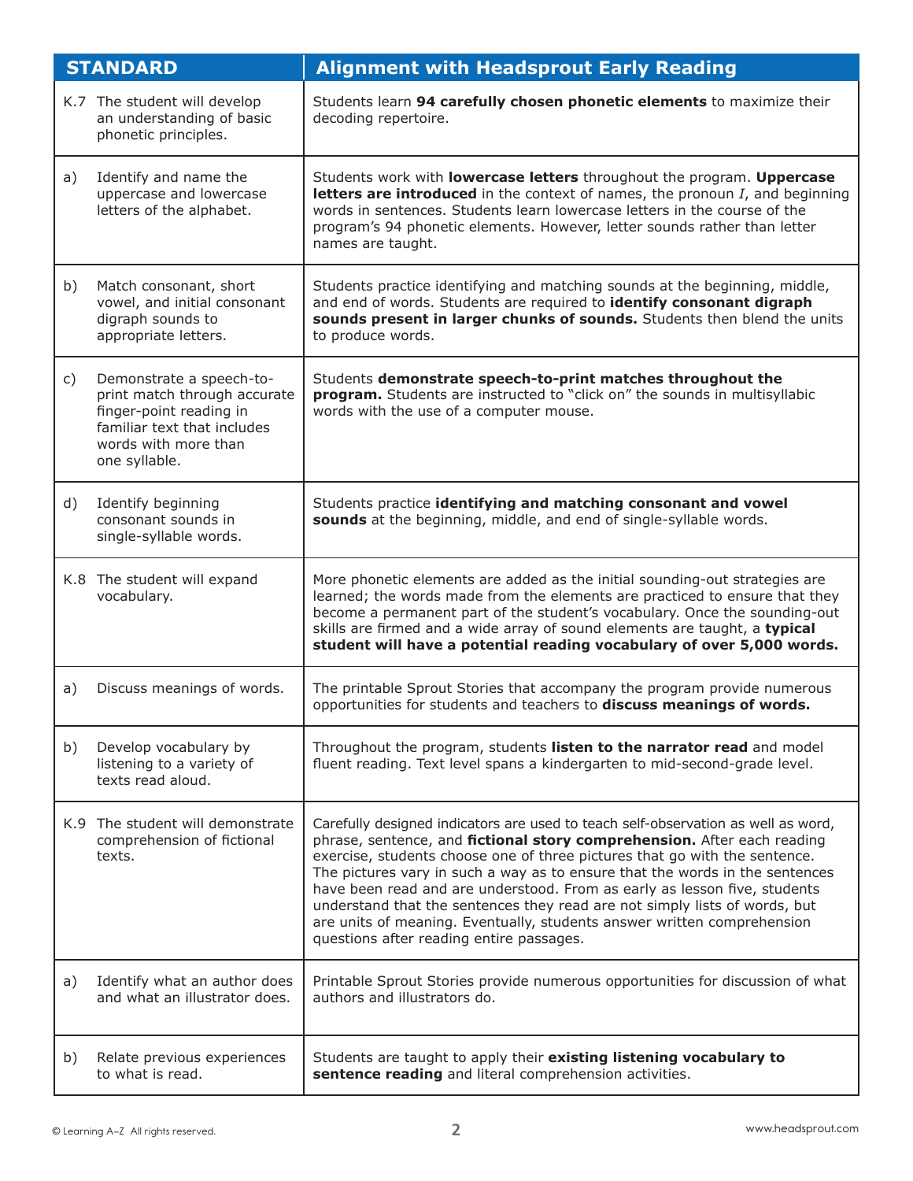| STANDARD | Alignment with Headsprout Early Reading |
|---|---|
| K.7 The student will develop an understanding of basic phonetic principles. | Students learn **94 carefully chosen phonetic elements** to maximize their decoding repertoire. |
| a) Identify and name the uppercase and lowercase letters of the alphabet. | Students work with **lowercase letters** throughout the program. **Uppercase letters are introduced** in the context of names, the pronoun *I*, and beginning words in sentences. Students learn lowercase letters in the course of the program's 94 phonetic elements. However, letter sounds rather than letter names are taught. |
| b) Match consonant, short vowel, and initial consonant digraph sounds to appropriate letters. | Students practice identifying and matching sounds at the beginning, middle, and end of words. Students are required to **identify consonant digraph sounds present in larger chunks of sounds.** Students then blend the units to produce words. |
| c) Demonstrate a speech-to-print match through accurate finger-point reading in familiar text that includes words with more than one syllable. | Students **demonstrate speech-to-print matches throughout the program.** Students are instructed to "click on" the sounds in multisyllabic words with the use of a computer mouse. |
| d) Identify beginning consonant sounds in single-syllable words. | Students practice **identifying and matching consonant and vowel sounds** at the beginning, middle, and end of single-syllable words. |
| K.8 The student will expand vocabulary. | More phonetic elements are added as the initial sounding-out strategies are learned; the words made from the elements are practiced to ensure that they become a permanent part of the student's vocabulary. Once the sounding-out skills are firmed and a wide array of sound elements are taught, a **typical student will have a potential reading vocabulary of over 5,000 words.** |
| a) Discuss meanings of words. | The printable Sprout Stories that accompany the program provide numerous opportunities for students and teachers to **discuss meanings of words.** |
| b) Develop vocabulary by listening to a variety of texts read aloud. | Throughout the program, students **listen to the narrator read** and model fluent reading. Text level spans a kindergarten to mid-second-grade level. |
| K.9 The student will demonstrate comprehension of fictional texts. | Carefully designed indicators are used to teach self-observation as well as word, phrase, sentence, and **fictional story comprehension.** After each reading exercise, students choose one of three pictures that go with the sentence. The pictures vary in such a way as to ensure that the words in the sentences have been read and are understood. From as early as lesson five, students understand that the sentences they read are not simply lists of words, but are units of meaning. Eventually, students answer written comprehension questions after reading entire passages. |
| a) Identify what an author does and what an illustrator does. | Printable Sprout Stories provide numerous opportunities for discussion of what authors and illustrators do. |
| b) Relate previous experiences to what is read. | Students are taught to apply their **existing listening vocabulary to sentence reading** and literal comprehension activities. |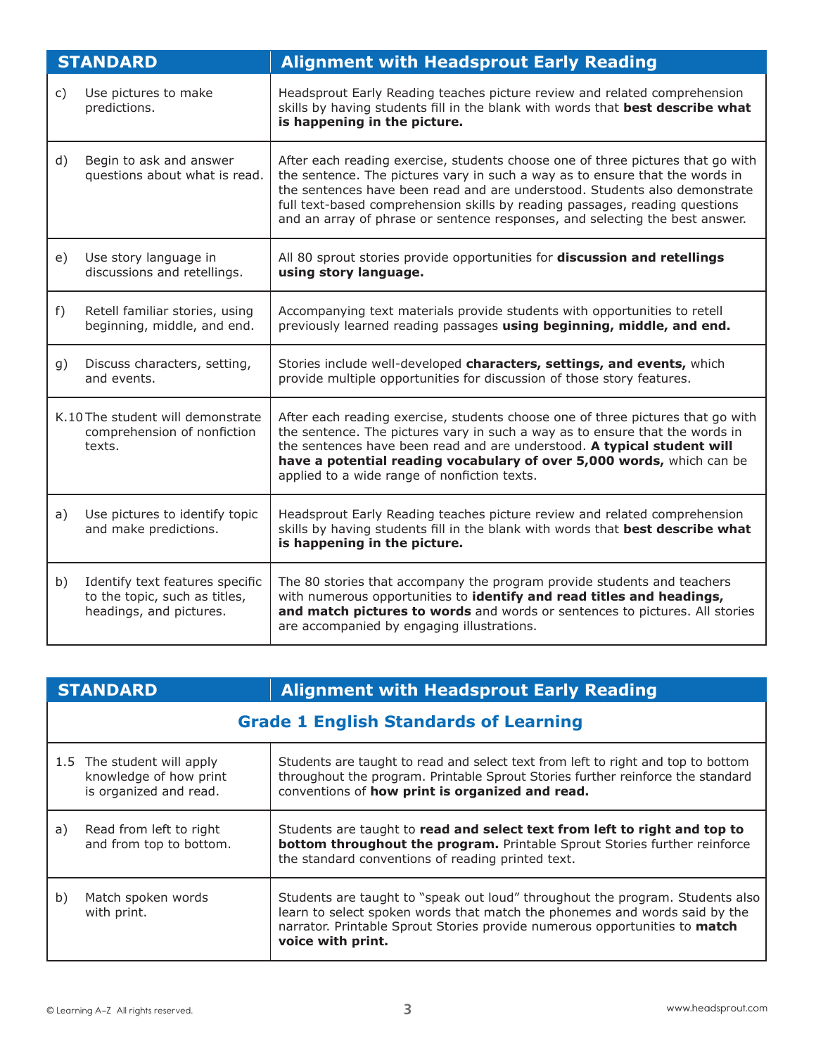| STANDARD | Alignment with Headsprout Early Reading |
|---|---|
| c) Use pictures to make predictions. | Headsprout Early Reading teaches picture review and related comprehension skills by having students fill in the blank with words that **best describe what is happening in the picture.** |
| d) Begin to ask and answer questions about what is read. | After each reading exercise, students choose one of three pictures that go with the sentence. The pictures vary in such a way as to ensure that the words in the sentences have been read and are understood. Students also demonstrate full text-based comprehension skills by reading passages, reading questions and an array of phrase or sentence responses, and selecting the best answer. |
| e) Use story language in discussions and retellings. | All 80 sprout stories provide opportunities for **discussion and retellings using story language.** |
| f) Retell familiar stories, using beginning, middle, and end. | Accompanying text materials provide students with opportunities to retell previously learned reading passages **using beginning, middle, and end.** |
| g) Discuss characters, setting, and events. | Stories include well-developed **characters, settings, and events,** which provide multiple opportunities for discussion of those story features. |
| K.10 The student will demonstrate comprehension of nonfiction texts. | After each reading exercise, students choose one of three pictures that go with the sentence. The pictures vary in such a way as to ensure that the words in the sentences have been read and are understood. **A typical student will have a potential reading vocabulary of over 5,000 words,** which can be applied to a wide range of nonfiction texts. |
| a) Use pictures to identify topic and make predictions. | Headsprout Early Reading teaches picture review and related comprehension skills by having students fill in the blank with words that **best describe what is happening in the picture.** |
| b) Identify text features specific to the topic, such as titles, headings, and pictures. | The 80 stories that accompany the program provide students and teachers with numerous opportunities to **identify and read titles and headings, and match pictures to words** and words or sentences to pictures. All stories are accompanied by engaging illustrations. |

| STANDARD | Alignment with Headsprout Early Reading |
|---|---|
| **Grade 1 English Standards of Learning** | |
| 1.5 The student will apply knowledge of how print is organized and read. | Students are taught to read and select text from left to right and top to bottom throughout the program. Printable Sprout Stories further reinforce the standard conventions of **how print is organized and read.** |
| a) Read from left to right and from top to bottom. | Students are taught to **read and select text from left to right and top to bottom throughout the program.** Printable Sprout Stories further reinforce the standard conventions of reading printed text. |
| b) Match spoken words with print. | Students are taught to “speak out loud” throughout the program. Students also learn to select spoken words that match the phonemes and words said by the narrator. Printable Sprout Stories provide numerous opportunities to **match voice with print.** |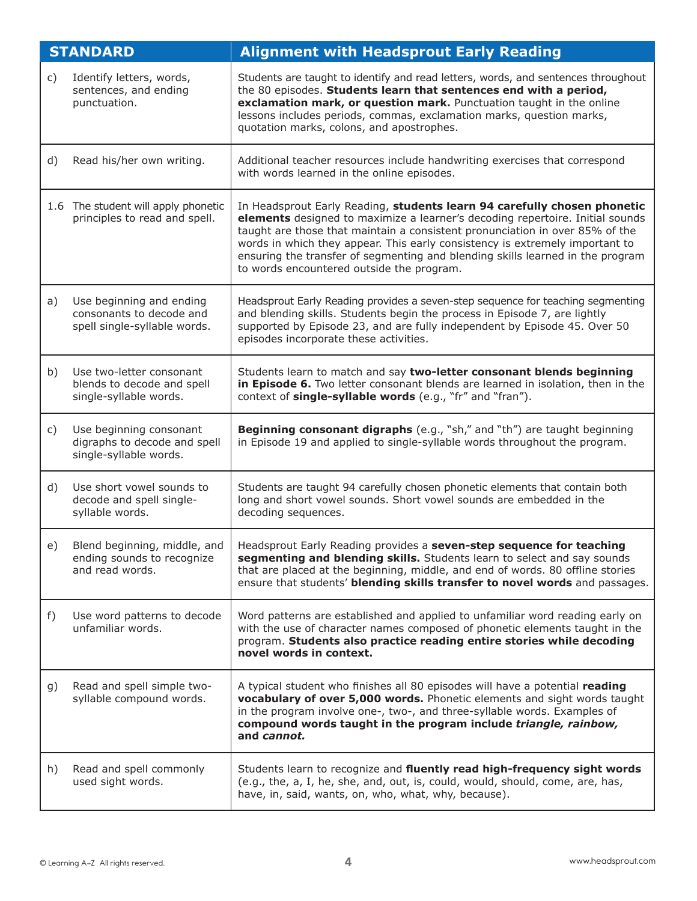| STANDARD | Alignment with Headsprout Early Reading |
|---|---|
| c) Identify letters, words, sentences, and ending punctuation. | Students are taught to identify and read letters, words, and sentences throughout the 80 episodes. **Students learn that sentences end with a period, exclamation mark, or question mark.** Punctuation taught in the online lessons includes periods, commas, exclamation marks, question marks, quotation marks, colons, and apostrophes. |
| d) Read his/her own writing. | Additional teacher resources include handwriting exercises that correspond with words learned in the online episodes. |
| 1.6 The student will apply phonetic principles to read and spell. | In Headsprout Early Reading, **students learn 94 carefully chosen phonetic elements** designed to maximize a learner's decoding repertoire. Initial sounds taught are those that maintain a consistent pronunciation in over 85% of the words in which they appear. This early consistency is extremely important to ensuring the transfer of segmenting and blending skills learned in the program to words encountered outside the program. |
| a) Use beginning and ending consonants to decode and spell single-syllable words. | Headsprout Early Reading provides a seven-step sequence for teaching segmenting and blending skills. Students begin the process in Episode 7, are lightly supported by Episode 23, and are fully independent by Episode 45. Over 50 episodes incorporate these activities. |
| b) Use two-letter consonant blends to decode and spell single-syllable words. | Students learn to match and say **two-letter consonant blends beginning in Episode 6.** Two letter consonant blends are learned in isolation, then in the context of **single-syllable words** (e.g., "fr" and "fran"). |
| c) Use beginning consonant digraphs to decode and spell single-syllable words. | **Beginning consonant digraphs** (e.g., "sh," and "th") are taught beginning in Episode 19 and applied to single-syllable words throughout the program. |
| d) Use short vowel sounds to decode and spell single-syllable words. | Students are taught 94 carefully chosen phonetic elements that contain both long and short vowel sounds. Short vowel sounds are embedded in the decoding sequences. |
| e) Blend beginning, middle, and ending sounds to recognize and read words. | Headsprout Early Reading provides a **seven-step sequence for teaching segmenting and blending skills.** Students learn to select and say sounds that are placed at the beginning, middle, and end of words. 80 offline stories ensure that students' **blending skills transfer to novel words** and passages. |
| f) Use word patterns to decode unfamiliar words. | Word patterns are established and applied to unfamiliar word reading early on with the use of character names composed of phonetic elements taught in the program. **Students also practice reading entire stories while decoding novel words in context.** |
| g) Read and spell simple two-syllable compound words. | A typical student who finishes all 80 episodes will have a potential **reading vocabulary of over 5,000 words.** Phonetic elements and sight words taught in the program involve one-, two-, and three-syllable words. Examples of **compound words taught in the program include *triangle, rainbow,* and *cannot.*** |
| h) Read and spell commonly used sight words. | Students learn to recognize and **fluently read high-frequency sight words** (e.g., the, a, I, he, she, and, out, is, could, would, should, come, are, has, have, in, said, wants, on, who, what, why, because). |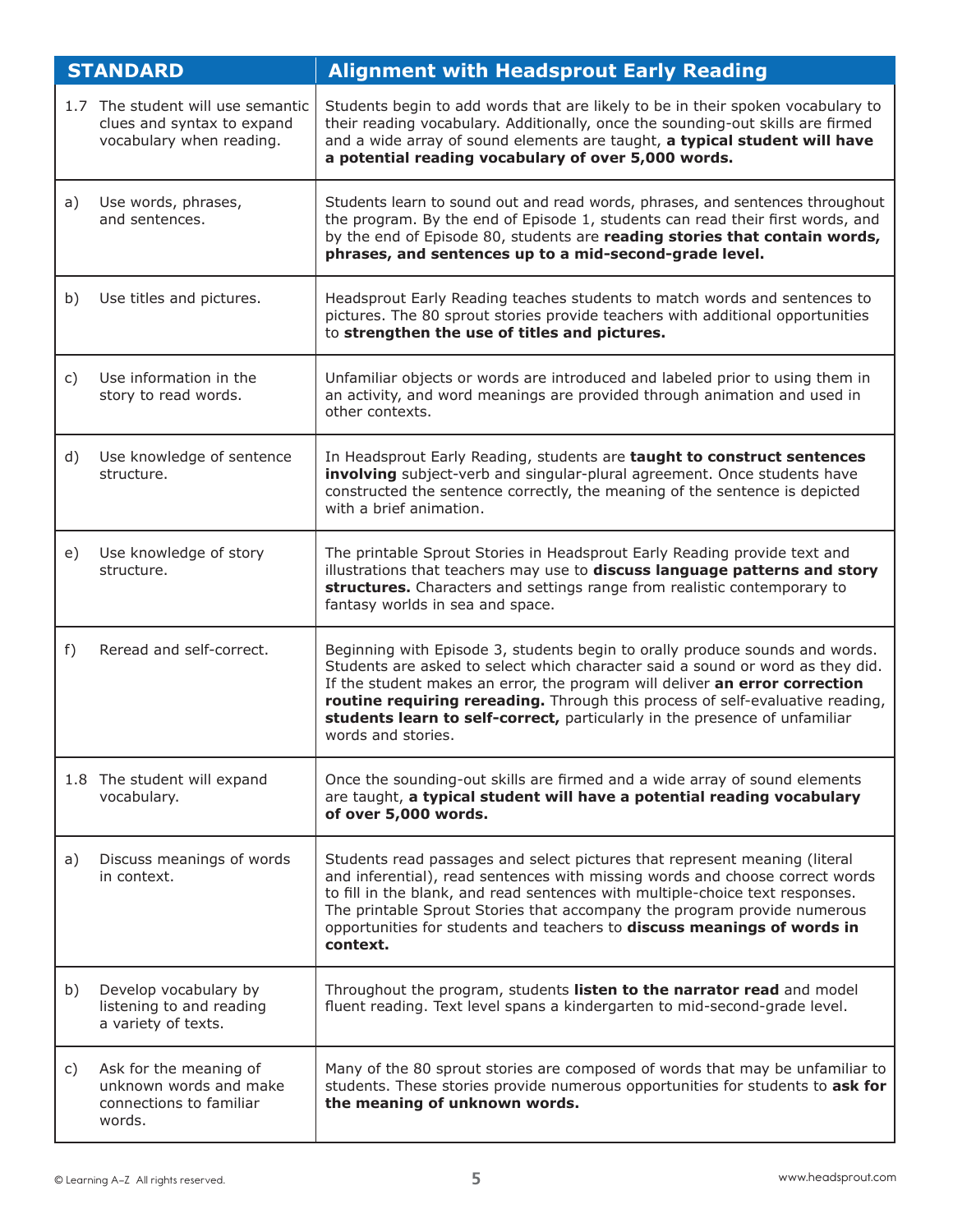| STANDARD | Alignment with Headsprout Early Reading |
|---|---|
| 1.7 The student will use semantic clues and syntax to expand vocabulary when reading. | Students begin to add words that are likely to be in their spoken vocabulary to their reading vocabulary. Additionally, once the sounding-out skills are firmed and a wide array of sound elements are taught, **a typical student will have a potential reading vocabulary of over 5,000 words.** |
| a) Use words, phrases, and sentences. | Students learn to sound out and read words, phrases, and sentences throughout the program. By the end of Episode 1, students can read their first words, and by the end of Episode 80, students are **reading stories that contain words, phrases, and sentences up to a mid-second-grade level.** |
| b) Use titles and pictures. | Headsprout Early Reading teaches students to match words and sentences to pictures. The 80 sprout stories provide teachers with additional opportunities to **strengthen the use of titles and pictures.** |
| c) Use information in the story to read words. | Unfamiliar objects or words are introduced and labeled prior to using them in an activity, and word meanings are provided through animation and used in other contexts. |
| d) Use knowledge of sentence structure. | In Headsprout Early Reading, students are **taught to construct sentences involving** subject-verb and singular-plural agreement. Once students have constructed the sentence correctly, the meaning of the sentence is depicted with a brief animation. |
| e) Use knowledge of story structure. | The printable Sprout Stories in Headsprout Early Reading provide text and illustrations that teachers may use to **discuss language patterns and story structures.** Characters and settings range from realistic contemporary to fantasy worlds in sea and space. |
| f) Reread and self-correct. | Beginning with Episode 3, students begin to orally produce sounds and words. Students are asked to select which character said a sound or word as they did. If the student makes an error, the program will deliver **an error correction routine requiring rereading.** Through this process of self-evaluative reading, **students learn to self-correct,** particularly in the presence of unfamiliar words and stories. |
| 1.8 The student will expand vocabulary. | Once the sounding-out skills are firmed and a wide array of sound elements are taught, **a typical student will have a potential reading vocabulary of over 5,000 words.** |
| a) Discuss meanings of words in context. | Students read passages and select pictures that represent meaning (literal and inferential), read sentences with missing words and choose correct words to fill in the blank, and read sentences with multiple-choice text responses. The printable Sprout Stories that accompany the program provide numerous opportunities for students and teachers to **discuss meanings of words in context.** |
| b) Develop vocabulary by listening to and reading a variety of texts. | Throughout the program, students **listen to the narrator read** and model fluent reading. Text level spans a kindergarten to mid-second-grade level. |
| c) Ask for the meaning of unknown words and make connections to familiar words. | Many of the 80 sprout stories are composed of words that may be unfamiliar to students. These stories provide numerous opportunities for students to **ask for the meaning of unknown words.** |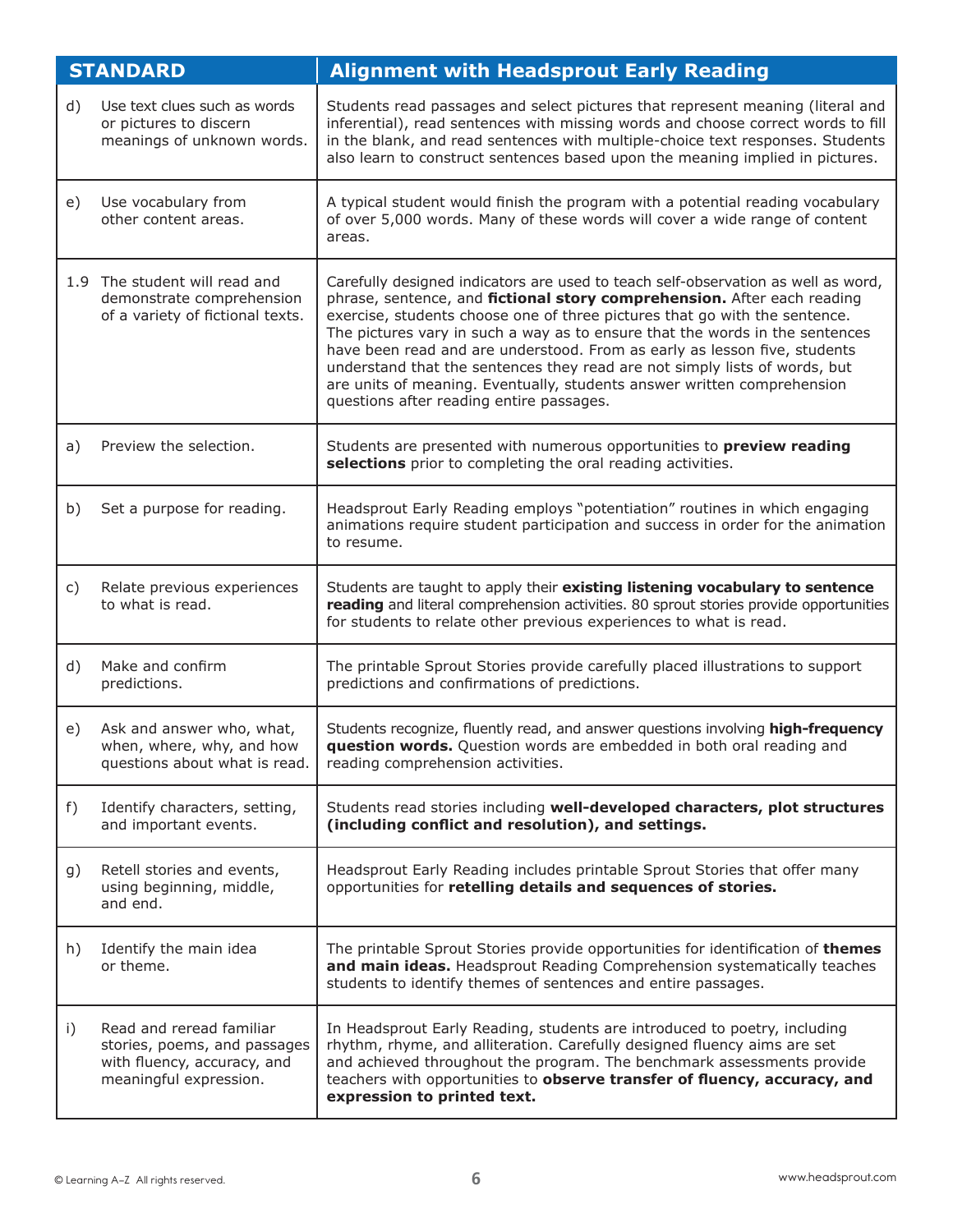| STANDARD | Alignment with Headsprout Early Reading |
|---|---|
| d) Use text clues such as words or pictures to discern meanings of unknown words. | Students read passages and select pictures that represent meaning (literal and inferential), read sentences with missing words and choose correct words to fill in the blank, and read sentences with multiple-choice text responses. Students also learn to construct sentences based upon the meaning implied in pictures. |
| e) Use vocabulary from other content areas. | A typical student would finish the program with a potential reading vocabulary of over 5,000 words. Many of these words will cover a wide range of content areas. |
| 1.9 The student will read and demonstrate comprehension of a variety of fictional texts. | Carefully designed indicators are used to teach self-observation as well as word, phrase, sentence, and **fictional story comprehension.** After each reading exercise, students choose one of three pictures that go with the sentence. The pictures vary in such a way as to ensure that the words in the sentences have been read and are understood. From as early as lesson five, students understand that the sentences they read are not simply lists of words, but are units of meaning. Eventually, students answer written comprehension questions after reading entire passages. |
| a) Preview the selection. | Students are presented with numerous opportunities to **preview reading selections** prior to completing the oral reading activities. |
| b) Set a purpose for reading. | Headsprout Early Reading employs "potentiation" routines in which engaging animations require student participation and success in order for the animation to resume. |
| c) Relate previous experiences to what is read. | Students are taught to apply their **existing listening vocabulary to sentence reading** and literal comprehension activities. 80 sprout stories provide opportunities for students to relate other previous experiences to what is read. |
| d) Make and confirm predictions. | The printable Sprout Stories provide carefully placed illustrations to support predictions and confirmations of predictions. |
| e) Ask and answer who, what, when, where, why, and how questions about what is read. | Students recognize, fluently read, and answer questions involving **high-frequency question words.** Question words are embedded in both oral reading and reading comprehension activities. |
| f) Identify characters, setting, and important events. | Students read stories including **well-developed characters, plot structures (including conflict and resolution), and settings.** |
| g) Retell stories and events, using beginning, middle, and end. | Headsprout Early Reading includes printable Sprout Stories that offer many opportunities for **retelling details and sequences of stories.** |
| h) Identify the main idea or theme. | The printable Sprout Stories provide opportunities for identification of **themes and main ideas.** Headsprout Reading Comprehension systematically teaches students to identify themes of sentences and entire passages. |
| i) Read and reread familiar stories, poems, and passages with fluency, accuracy, and meaningful expression. | In Headsprout Early Reading, students are introduced to poetry, including rhythm, rhyme, and alliteration. Carefully designed fluency aims are set and achieved throughout the program. The benchmark assessments provide teachers with opportunities to **observe transfer of fluency, accuracy, and expression to printed text.** |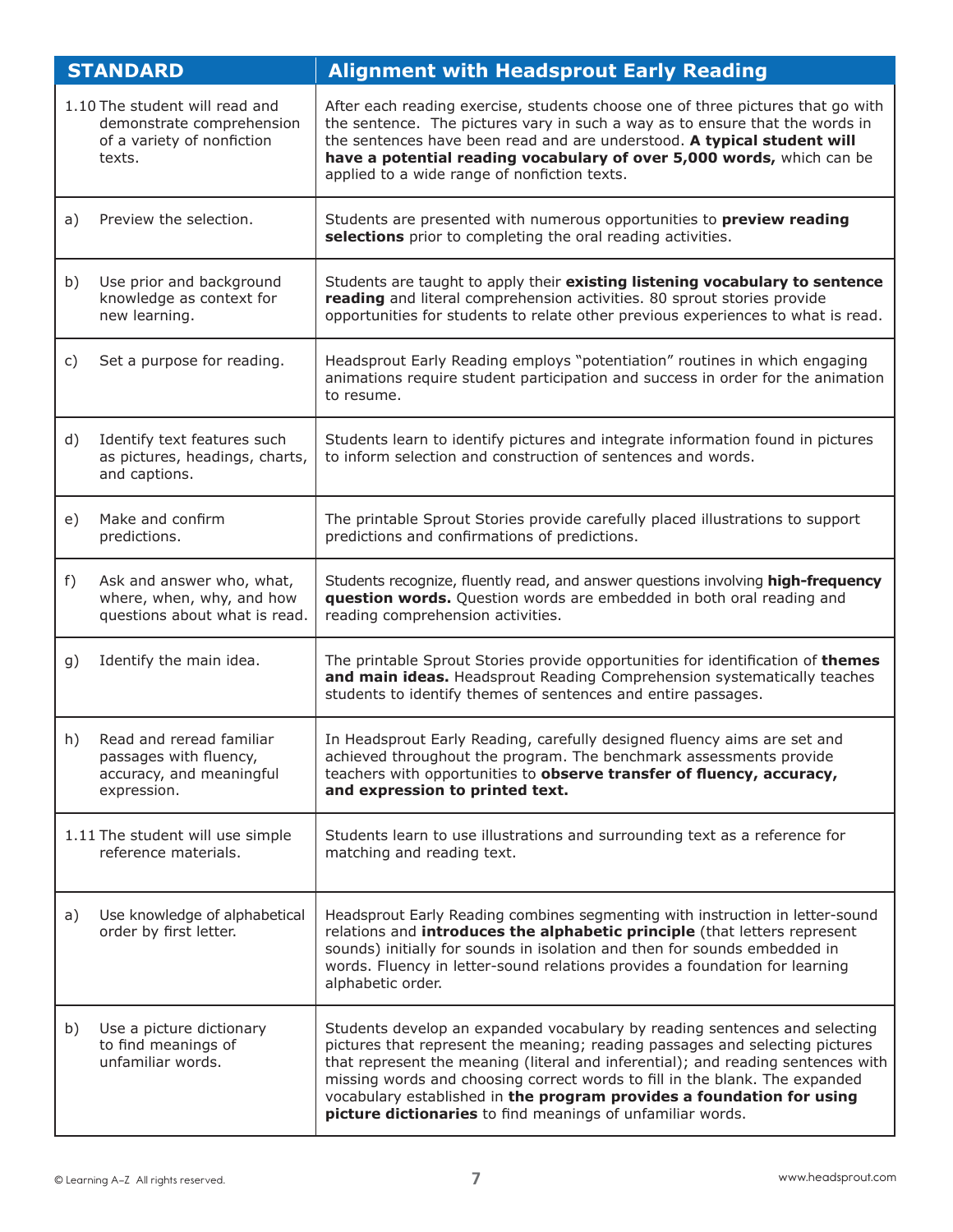| STANDARD | Alignment with Headsprout Early Reading |
|---|---|
| 1.10 The student will read and demonstrate comprehension of a variety of nonfiction texts. | After each reading exercise, students choose one of three pictures that go with the sentence. The pictures vary in such a way as to ensure that the words in the sentences have been read and are understood. **A typical student will have a potential reading vocabulary of over 5,000 words,** which can be applied to a wide range of nonfiction texts. |
| a) Preview the selection. | Students are presented with numerous opportunities to **preview reading selections** prior to completing the oral reading activities. |
| b) Use prior and background knowledge as context for new learning. | Students are taught to apply their **existing listening vocabulary to sentence reading** and literal comprehension activities. 80 sprout stories provide opportunities for students to relate other previous experiences to what is read. |
| c) Set a purpose for reading. | Headsprout Early Reading employs "potentiation" routines in which engaging animations require student participation and success in order for the animation to resume. |
| d) Identify text features such as pictures, headings, charts, and captions. | Students learn to identify pictures and integrate information found in pictures to inform selection and construction of sentences and words. |
| e) Make and confirm predictions. | The printable Sprout Stories provide carefully placed illustrations to support predictions and confirmations of predictions. |
| f) Ask and answer who, what, where, when, why, and how questions about what is read. | Students recognize, fluently read, and answer questions involving **high-frequency question words.** Question words are embedded in both oral reading and reading comprehension activities. |
| g) Identify the main idea. | The printable Sprout Stories provide opportunities for identification of **themes and main ideas.** Headsprout Reading Comprehension systematically teaches students to identify themes of sentences and entire passages. |
| h) Read and reread familiar passages with fluency, accuracy, and meaningful expression. | In Headsprout Early Reading, carefully designed fluency aims are set and achieved throughout the program. The benchmark assessments provide teachers with opportunities to **observe transfer of fluency, accuracy, and expression to printed text.** |
| 1.11 The student will use simple reference materials. | Students learn to use illustrations and surrounding text as a reference for matching and reading text. |
| a) Use knowledge of alphabetical order by first letter. | Headsprout Early Reading combines segmenting with instruction in letter-sound relations and **introduces the alphabetic principle** (that letters represent sounds) initially for sounds in isolation and then for sounds embedded in words. Fluency in letter-sound relations provides a foundation for learning alphabetic order. |
| b) Use a picture dictionary to find meanings of unfamiliar words. | Students develop an expanded vocabulary by reading sentences and selecting pictures that represent the meaning; reading passages and selecting pictures that represent the meaning (literal and inferential); and reading sentences with missing words and choosing correct words to fill in the blank. The expanded vocabulary established in **the program provides a foundation for using picture dictionaries** to find meanings of unfamiliar words. |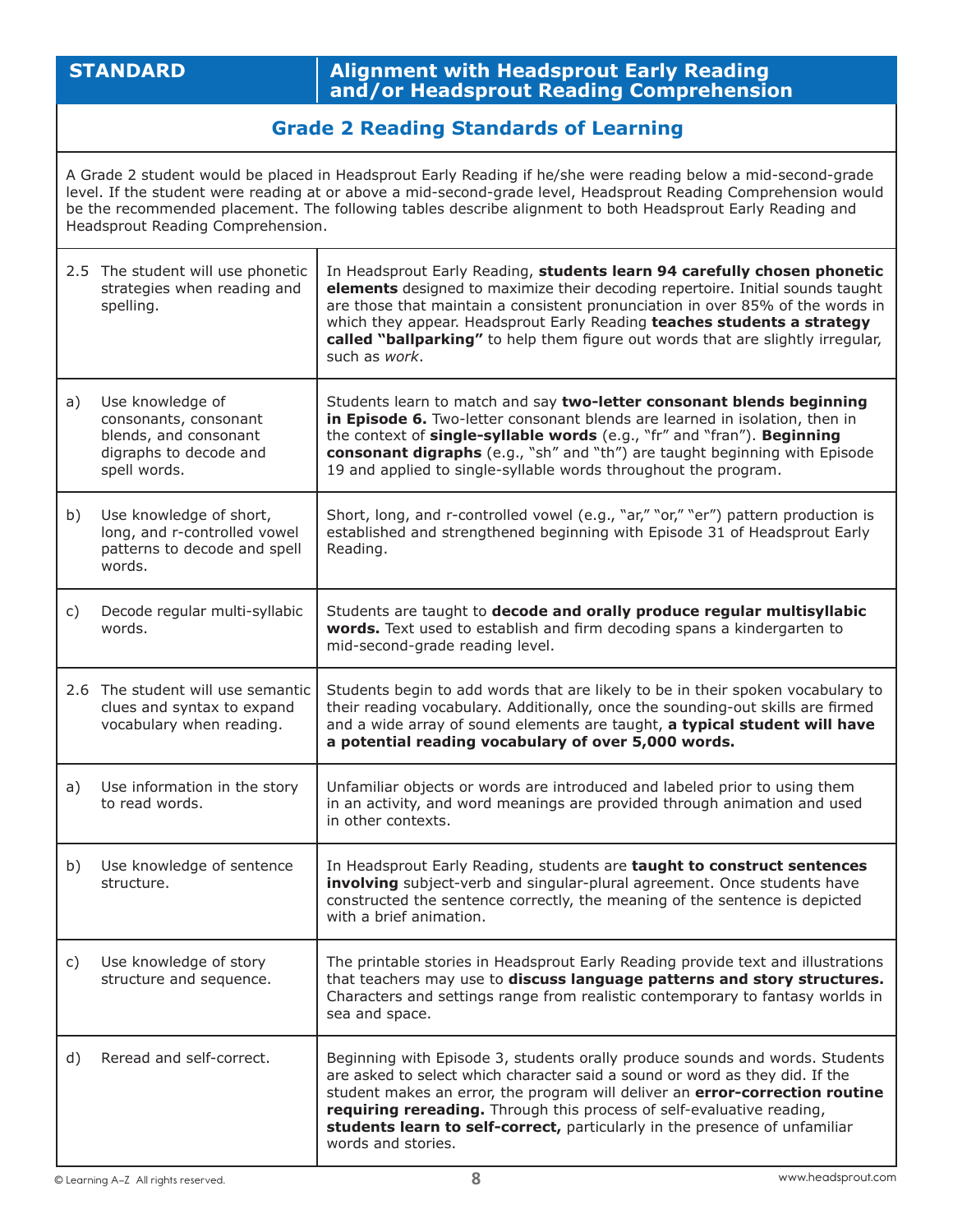| STANDARD | Alignment with Headsprout Early Reading and/or Headsprout Reading Comprehension |
|---|---|
| **Grade 2 Reading Standards of Learning** | |
| A Grade 2 student would be placed in Headsprout Early Reading if he/she were reading below a mid-second-grade level. If the student were reading at or above a mid-second-grade level, Headsprout Reading Comprehension would be the recommended placement. The following tables describe alignment to both Headsprout Early Reading and Headsprout Reading Comprehension. | |
| 2.5 The student will use phonetic strategies when reading and spelling. | In Headsprout Early Reading, **students learn 94 carefully chosen phonetic elements** designed to maximize their decoding repertoire. Initial sounds taught are those that maintain a consistent pronunciation in over 85% of the words in which they appear. Headsprout Early Reading **teaches students a strategy called "ballparking"** to help them figure out words that are slightly irregular, such as *work*. |
| a) Use knowledge of consonants, consonant blends, and consonant digraphs to decode and spell words. | Students learn to match and say **two-letter consonant blends beginning in Episode 6.** Two-letter consonant blends are learned in isolation, then in the context of **single-syllable words** (e.g., "fr" and "fran"). **Beginning consonant digraphs** (e.g., "sh" and "th") are taught beginning with Episode 19 and applied to single-syllable words throughout the program. |
| b) Use knowledge of short, long, and r-controlled vowel patterns to decode and spell words. | Short, long, and r-controlled vowel (e.g., "ar," "or," "er") pattern production is established and strengthened beginning with Episode 31 of Headsprout Early Reading. |
| c) Decode regular multi-syllabic words. | Students are taught to **decode and orally produce regular multisyllabic words.** Text used to establish and firm decoding spans a kindergarten to mid-second-grade reading level. |
| 2.6 The student will use semantic clues and syntax to expand vocabulary when reading. | Students begin to add words that are likely to be in their spoken vocabulary to their reading vocabulary. Additionally, once the sounding-out skills are firmed and a wide array of sound elements are taught, **a typical student will have a potential reading vocabulary of over 5,000 words.** |
| a) Use information in the story to read words. | Unfamiliar objects or words are introduced and labeled prior to using them in an activity, and word meanings are provided through animation and used in other contexts. |
| b) Use knowledge of sentence structure. | In Headsprout Early Reading, students are **taught to construct sentences involving** subject-verb and singular-plural agreement. Once students have constructed the sentence correctly, the meaning of the sentence is depicted with a brief animation. |
| c) Use knowledge of story structure and sequence. | The printable stories in Headsprout Early Reading provide text and illustrations that teachers may use to **discuss language patterns and story structures.** Characters and settings range from realistic contemporary to fantasy worlds in sea and space. |
| d) Reread and self-correct. | Beginning with Episode 3, students orally produce sounds and words. Students are asked to select which character said a sound or word as they did. If the student makes an error, the program will deliver an **error-correction routine requiring rereading.** Through this process of self-evaluative reading, **students learn to self-correct,** particularly in the presence of unfamiliar words and stories. |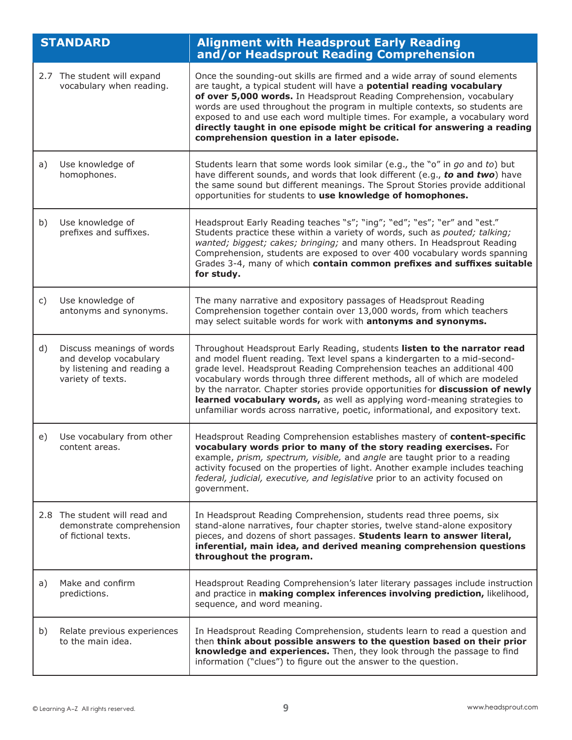| STANDARD | Alignment with Headsprout Early Reading and/or Headsprout Reading Comprehension |
|---|---|
| 2.7 The student will expand vocabulary when reading. | Once the sounding-out skills are firmed and a wide array of sound elements are taught, a typical student will have a **potential reading vocabulary of over 5,000 words.** In Headsprout Reading Comprehension, vocabulary words are used throughout the program in multiple contexts, so students are exposed to and use each word multiple times. For example, a vocabulary word **directly taught in one episode might be critical for answering a reading comprehension question in a later episode.** |
| a) Use knowledge of homophones. | Students learn that some words look similar (e.g., the "o" in *go* and *to*) but have different sounds, and words that look different (e.g., ***to* and *two***) have the same sound but different meanings. The Sprout Stories provide additional opportunities for students to **use knowledge of homophones.** |
| b) Use knowledge of prefixes and suffixes. | Headsprout Early Reading teaches "s"; "ing"; "ed"; "es"; "er" and "est." Students practice these within a variety of words, such as *pouted; talking; wanted; biggest; cakes; bringing;* and many others. In Headsprout Reading Comprehension, students are exposed to over 400 vocabulary words spanning Grades 3-4, many of which **contain common prefixes and suffixes suitable for study.** |
| c) Use knowledge of antonyms and synonyms. | The many narrative and expository passages of Headsprout Reading Comprehension together contain over 13,000 words, from which teachers may select suitable words for work with **antonyms and synonyms.** |
| d) Discuss meanings of words and develop vocabulary by listening and reading a variety of texts. | Throughout Headsprout Early Reading, students **listen to the narrator read** and model fluent reading. Text level spans a kindergarten to a mid-second-grade level. Headsprout Reading Comprehension teaches an additional 400 vocabulary words through three different methods, all of which are modeled by the narrator. Chapter stories provide opportunities for **discussion of newly learned vocabulary words,** as well as applying word-meaning strategies to unfamiliar words across narrative, poetic, informational, and expository text. |
| e) Use vocabulary from other content areas. | Headsprout Reading Comprehension establishes mastery of **content-specific vocabulary words prior to many of the story reading exercises.** For example, *prism, spectrum, visible,* and *angle* are taught prior to a reading activity focused on the properties of light. Another example includes teaching *federal, judicial, executive, and legislative* prior to an activity focused on government. |
| 2.8 The student will read and demonstrate comprehension of fictional texts. | In Headsprout Reading Comprehension, students read three poems, six stand-alone narratives, four chapter stories, twelve stand-alone expository pieces, and dozens of short passages. **Students learn to answer literal, inferential, main idea, and derived meaning comprehension questions throughout the program.** |
| a) Make and confirm predictions. | Headsprout Reading Comprehension's later literary passages include instruction and practice in **making complex inferences involving prediction,** likelihood, sequence, and word meaning. |
| b) Relate previous experiences to the main idea. | In Headsprout Reading Comprehension, students learn to read a question and then **think about possible answers to the question based on their prior knowledge and experiences.** Then, they look through the passage to find information ("clues") to figure out the answer to the question. |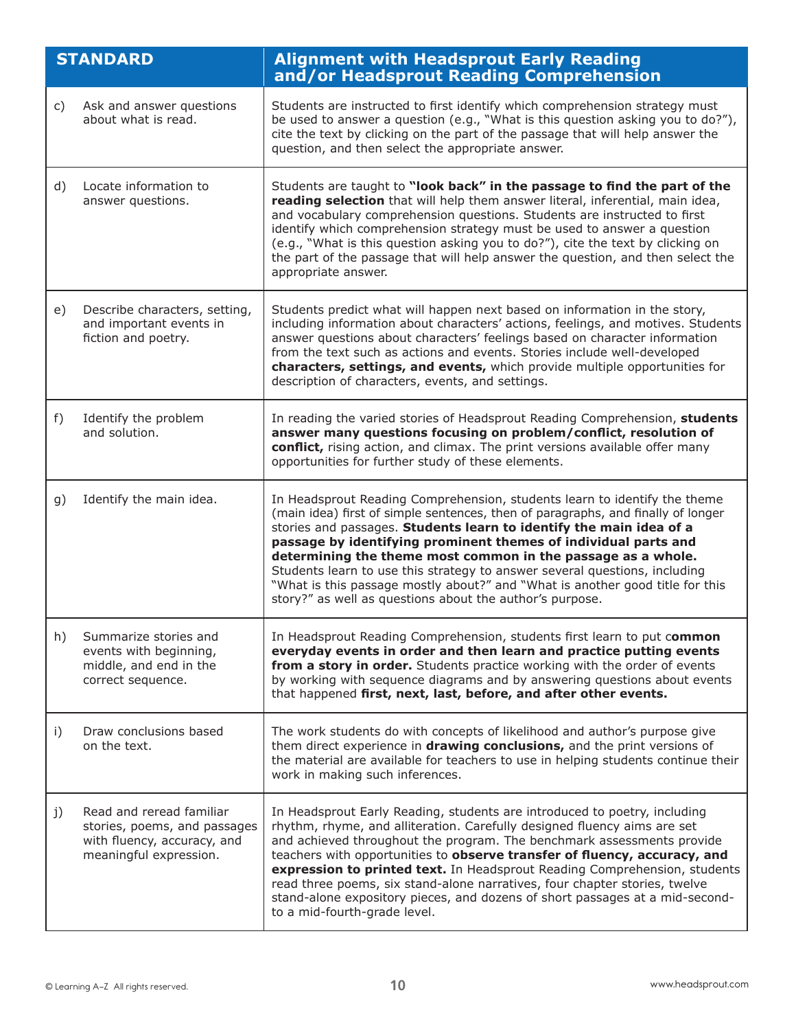| STANDARD | | Alignment with Headsprout Early Reading and/or Headsprout Reading Comprehension |
|---|---|---|
| c) | Ask and answer questions about what is read. | Students are instructed to first identify which comprehension strategy must be used to answer a question (e.g., "What is this question asking you to do?"), cite the text by clicking on the part of the passage that will help answer the question, and then select the appropriate answer. |
| d) | Locate information to answer questions. | Students are taught to **"look back" in the passage to find the part of the reading selection** that will help them answer literal, inferential, main idea, and vocabulary comprehension questions. Students are instructed to first identify which comprehension strategy must be used to answer a question (e.g., "What is this question asking you to do?"), cite the text by clicking on the part of the passage that will help answer the question, and then select the appropriate answer. |
| e) | Describe characters, setting, and important events in fiction and poetry. | Students predict what will happen next based on information in the story, including information about characters' actions, feelings, and motives. Students answer questions about characters' feelings based on character information from the text such as actions and events. Stories include well-developed **characters, settings, and events,** which provide multiple opportunities for description of characters, events, and settings. |
| f) | Identify the problem and solution. | In reading the varied stories of Headsprout Reading Comprehension, **students answer many questions focusing on problem/conflict, resolution of conflict,** rising action, and climax. The print versions available offer many opportunities for further study of these elements. |
| g) | Identify the main idea. | In Headsprout Reading Comprehension, students learn to identify the theme (main idea) first of simple sentences, then of paragraphs, and finally of longer stories and passages. **Students learn to identify the main idea of a passage by identifying prominent themes of individual parts and determining the theme most common in the passage as a whole.** Students learn to use this strategy to answer several questions, including "What is this passage mostly about?" and "What is another good title for this story?" as well as questions about the author's purpose. |
| h) | Summarize stories and events with beginning, middle, and end in the correct sequence. | In Headsprout Reading Comprehension, students first learn to put c**ommon everyday events in order and then learn and practice putting events from a story in order.** Students practice working with the order of events by working with sequence diagrams and by answering questions about events that happened **first, next, last, before, and after other events.** |
| i) | Draw conclusions based on the text. | The work students do with concepts of likelihood and author's purpose give them direct experience in **drawing conclusions,** and the print versions of the material are available for teachers to use in helping students continue their work in making such inferences. |
| j) | Read and reread familiar stories, poems, and passages with fluency, accuracy, and meaningful expression. | In Headsprout Early Reading, students are introduced to poetry, including rhythm, rhyme, and alliteration. Carefully designed fluency aims are set and achieved throughout the program. The benchmark assessments provide teachers with opportunities to **observe transfer of fluency, accuracy, and expression to printed text.** In Headsprout Reading Comprehension, students read three poems, six stand-alone narratives, four chapter stories, twelve stand-alone expository pieces, and dozens of short passages at a mid-second-to a mid-fourth-grade level. |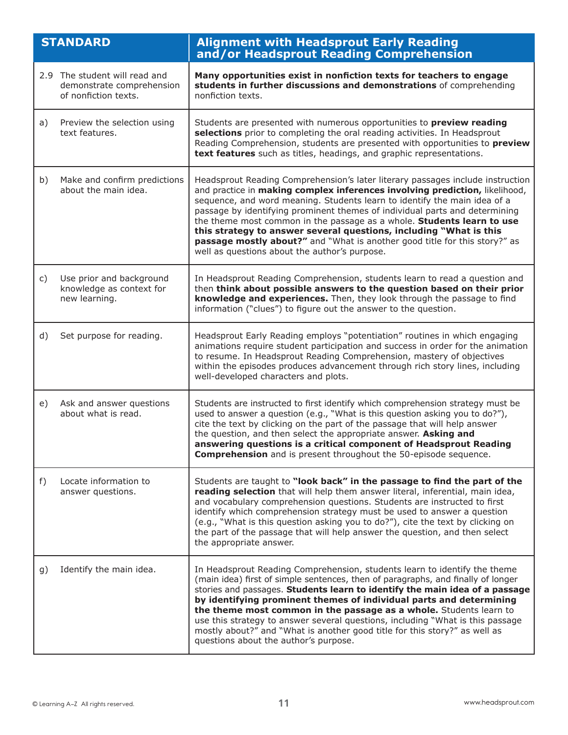| STANDARD | Alignment with Headsprout Early Reading and/or Headsprout Reading Comprehension |
|---|---|
| 2.9 The student will read and demonstrate comprehension of nonfiction texts. | **Many opportunities exist in nonfiction texts for teachers to engage students in further discussions and demonstrations** of comprehending nonfiction texts. |
| a) Preview the selection using text features. | Students are presented with numerous opportunities to **preview reading selections** prior to completing the oral reading activities. In Headsprout Reading Comprehension, students are presented with opportunities to **preview text features** such as titles, headings, and graphic representations. |
| b) Make and confirm predictions about the main idea. | Headsprout Reading Comprehension's later literary passages include instruction and practice in **making complex inferences involving prediction,** likelihood, sequence, and word meaning. Students learn to identify the main idea of a passage by identifying prominent themes of individual parts and determining the theme most common in the passage as a whole. **Students learn to use this strategy to answer several questions, including "What is this passage mostly about?"** and "What is another good title for this story?" as well as questions about the author's purpose. |
| c) Use prior and background knowledge as context for new learning. | In Headsprout Reading Comprehension, students learn to read a question and then **think about possible answers to the question based on their prior knowledge and experiences.** Then, they look through the passage to find information ("clues") to figure out the answer to the question. |
| d) Set purpose for reading. | Headsprout Early Reading employs "potentiation" routines in which engaging animations require student participation and success in order for the animation to resume. In Headsprout Reading Comprehension, mastery of objectives within the episodes produces advancement through rich story lines, including well-developed characters and plots. |
| e) Ask and answer questions about what is read. | Students are instructed to first identify which comprehension strategy must be used to answer a question (e.g., "What is this question asking you to do?"), cite the text by clicking on the part of the passage that will help answer the question, and then select the appropriate answer. **Asking and answering questions is a critical component of Headsprout Reading Comprehension** and is present throughout the 50-episode sequence. |
| f) Locate information to answer questions. | Students are taught to **"look back" in the passage to find the part of the reading selection** that will help them answer literal, inferential, main idea, and vocabulary comprehension questions. Students are instructed to first identify which comprehension strategy must be used to answer a question (e.g., "What is this question asking you to do?"), cite the text by clicking on the part of the passage that will help answer the question, and then select the appropriate answer. |
| g) Identify the main idea. | In Headsprout Reading Comprehension, students learn to identify the theme (main idea) first of simple sentences, then of paragraphs, and finally of longer stories and passages. **Students learn to identify the main idea of a passage by identifying prominent themes of individual parts and determining the theme most common in the passage as a whole.** Students learn to use this strategy to answer several questions, including "What is this passage mostly about?" and "What is another good title for this story?" as well as questions about the author's purpose. |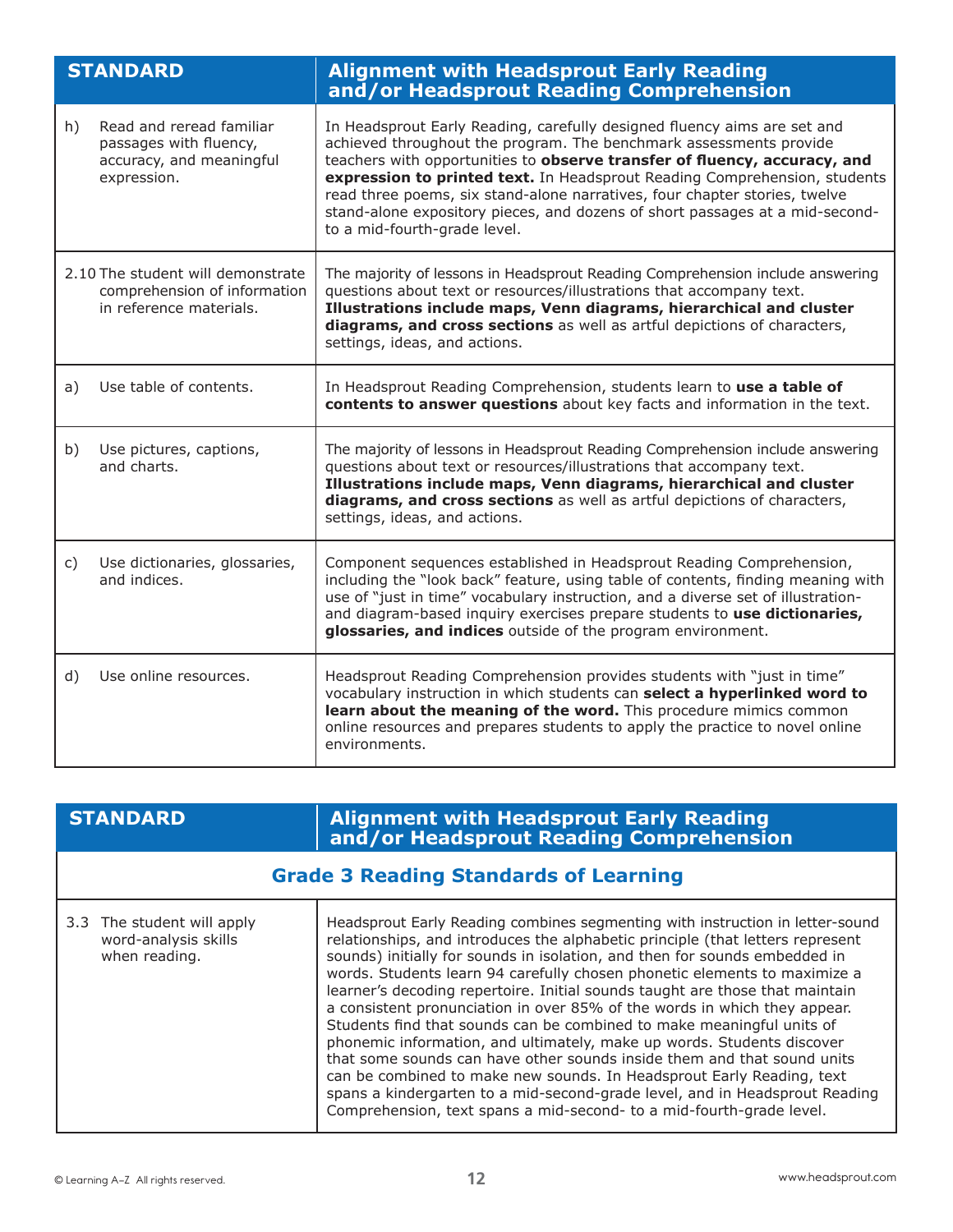| STANDARD | Alignment with Headsprout Early Reading and/or Headsprout Reading Comprehension |
|---|---|
| h) Read and reread familiar passages with fluency, accuracy, and meaningful expression. | In Headsprout Early Reading, carefully designed fluency aims are set and achieved throughout the program. The benchmark assessments provide teachers with opportunities to **observe transfer of fluency, accuracy, and expression to printed text.** In Headsprout Reading Comprehension, students read three poems, six stand-alone narratives, four chapter stories, twelve stand-alone expository pieces, and dozens of short passages at a mid-second-to a mid-fourth-grade level. |
| 2.10 The student will demonstrate comprehension of information in reference materials. | The majority of lessons in Headsprout Reading Comprehension include answering questions about text or resources/illustrations that accompany text. **Illustrations include maps, Venn diagrams, hierarchical and cluster diagrams, and cross sections** as well as artful depictions of characters, settings, ideas, and actions. |
| a) Use table of contents. | In Headsprout Reading Comprehension, students learn to **use a table of contents to answer questions** about key facts and information in the text. |
| b) Use pictures, captions, and charts. | The majority of lessons in Headsprout Reading Comprehension include answering questions about text or resources/illustrations that accompany text. **Illustrations include maps, Venn diagrams, hierarchical and cluster diagrams, and cross sections** as well as artful depictions of characters, settings, ideas, and actions. |
| c) Use dictionaries, glossaries, and indices. | Component sequences established in Headsprout Reading Comprehension, including the "look back" feature, using table of contents, finding meaning with use of "just in time" vocabulary instruction, and a diverse set of illustration- and diagram-based inquiry exercises prepare students to **use dictionaries, glossaries, and indices** outside of the program environment. |
| d) Use online resources. | Headsprout Reading Comprehension provides students with "just in time" vocabulary instruction in which students can **select a hyperlinked word to learn about the meaning of the word.** This procedure mimics common online resources and prepares students to apply the practice to novel online environments. |

| STANDARD | Alignment with Headsprout Early Reading and/or Headsprout Reading Comprehension |
|---|---|
| **Grade 3 Reading Standards of Learning** | |
| 3.3 The student will apply word-analysis skills when reading. | Headsprout Early Reading combines segmenting with instruction in letter-sound relationships, and introduces the alphabetic principle (that letters represent sounds) initially for sounds in isolation, and then for sounds embedded in words. Students learn 94 carefully chosen phonetic elements to maximize a learner's decoding repertoire. Initial sounds taught are those that maintain a consistent pronunciation in over 85% of the words in which they appear. Students find that sounds can be combined to make meaningful units of phonemic information, and ultimately, make up words. Students discover that some sounds can have other sounds inside them and that sound units can be combined to make new sounds. In Headsprout Early Reading, text spans a kindergarten to a mid-second-grade level, and in Headsprout Reading Comprehension, text spans a mid-second- to a mid-fourth-grade level. |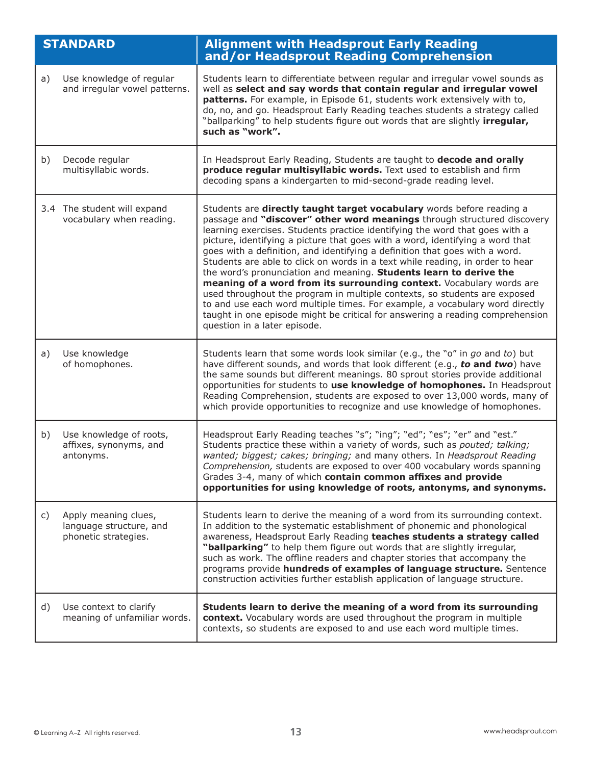| STANDARD | Alignment with Headsprout Early Reading and/or Headsprout Reading Comprehension |
|---|---|
| a) Use knowledge of regular and irregular vowel patterns. | Students learn to differentiate between regular and irregular vowel sounds as well as **select and say words that contain regular and irregular vowel patterns.** For example, in Episode 61, students work extensively with to, do, no, and go. Headsprout Early Reading teaches students a strategy called "ballparking" to help students figure out words that are slightly **irregular, such as "work".** |
| b) Decode regular multisyllabic words. | In Headsprout Early Reading, Students are taught to **decode and orally produce regular multisyllabic words.** Text used to establish and firm decoding spans a kindergarten to mid-second-grade reading level. |
| 3.4 The student will expand vocabulary when reading. | Students are **directly taught target vocabulary** words before reading a passage and **"discover" other word meanings** through structured discovery learning exercises. Students practice identifying the word that goes with a picture, identifying a picture that goes with a word, identifying a word that goes with a definition, and identifying a definition that goes with a word. Students are able to click on words in a text while reading, in order to hear the word's pronunciation and meaning. **Students learn to derive the meaning of a word from its surrounding context.** Vocabulary words are used throughout the program in multiple contexts, so students are exposed to and use each word multiple times. For example, a vocabulary word directly taught in one episode might be critical for answering a reading comprehension question in a later episode. |
| a) Use knowledge of homophones. | Students learn that some words look similar (e.g., the "o" in *go* and *to*) but have different sounds, and words that look different (e.g., ***to* and *two***) have the same sounds but different meanings. 80 sprout stories provide additional opportunities for students to **use knowledge of homophones.** In Headsprout Reading Comprehension, students are exposed to over 13,000 words, many of which provide opportunities to recognize and use knowledge of homophones. |
| b) Use knowledge of roots, affixes, synonyms, and antonyms. | Headsprout Early Reading teaches "s"; "ing"; "ed"; "es"; "er" and "est." Students practice these within a variety of words, such as *pouted; talking; wanted; biggest; cakes; bringing;* and many others. In *Headsprout Reading Comprehension,* students are exposed to over 400 vocabulary words spanning Grades 3-4, many of which **contain common affixes and provide opportunities for using knowledge of roots, antonyms, and synonyms.** |
| c) Apply meaning clues, language structure, and phonetic strategies. | Students learn to derive the meaning of a word from its surrounding context. In addition to the systematic establishment of phonemic and phonological awareness, Headsprout Early Reading **teaches students a strategy called "ballparking"** to help them figure out words that are slightly irregular, such as work. The offline readers and chapter stories that accompany the programs provide **hundreds of examples of language structure.** Sentence construction activities further establish application of language structure. |
| d) Use context to clarify meaning of unfamiliar words. | **Students learn to derive the meaning of a word from its surrounding context.** Vocabulary words are used throughout the program in multiple contexts, so students are exposed to and use each word multiple times. |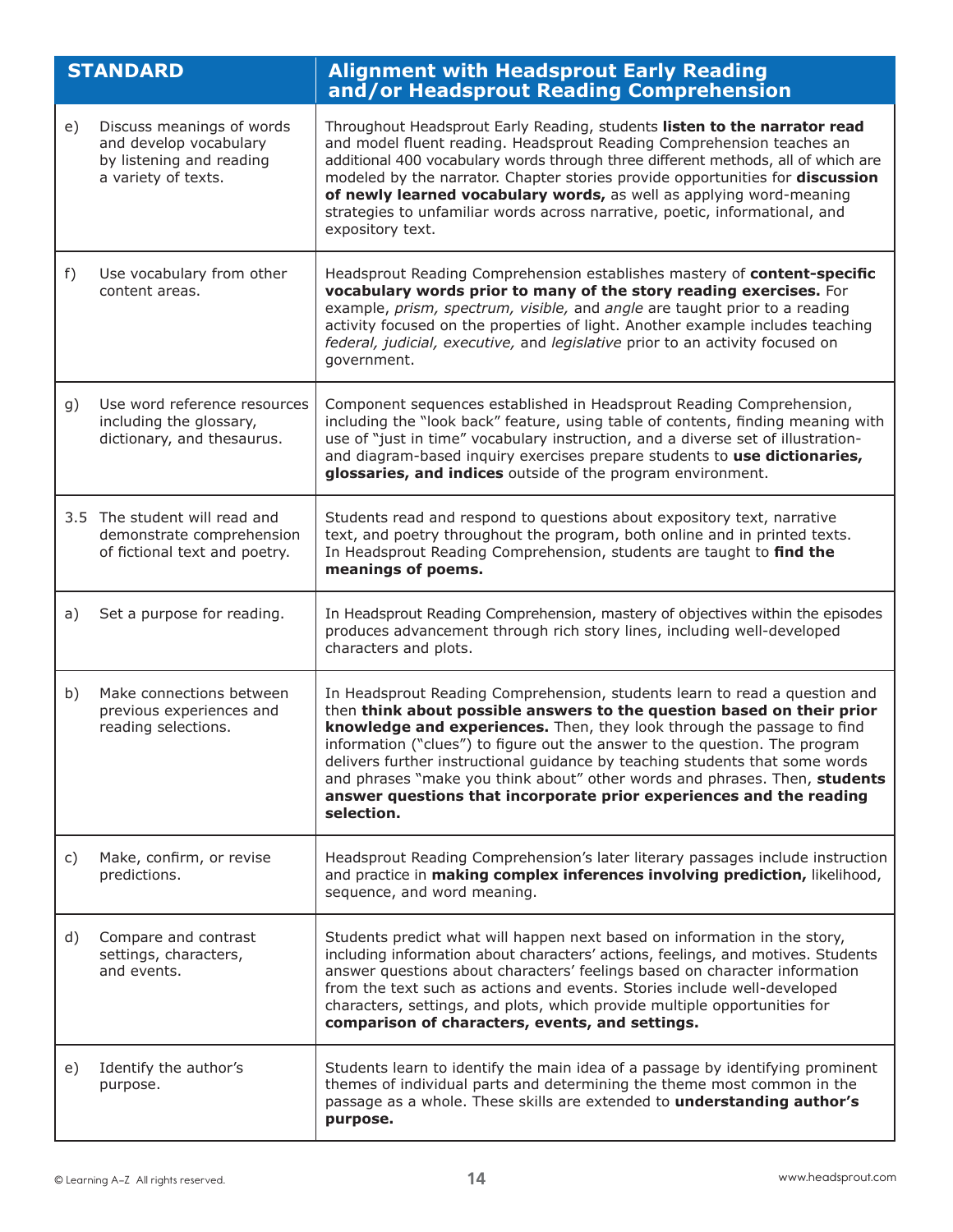| STANDARD | Alignment with Headsprout Early Reading and/or Headsprout Reading Comprehension |
|---|---|
| e) Discuss meanings of words and develop vocabulary by listening and reading a variety of texts. | Throughout Headsprout Early Reading, students **listen to the narrator read** and model fluent reading. Headsprout Reading Comprehension teaches an additional 400 vocabulary words through three different methods, all of which are modeled by the narrator. Chapter stories provide opportunities for **discussion of newly learned vocabulary words,** as well as applying word-meaning strategies to unfamiliar words across narrative, poetic, informational, and expository text. |
| f) Use vocabulary from other content areas. | Headsprout Reading Comprehension establishes mastery of **content-specific vocabulary words prior to many of the story reading exercises.** For example, *prism, spectrum, visible,* and *angle* are taught prior to a reading activity focused on the properties of light. Another example includes teaching *federal, judicial, executive,* and *legislative* prior to an activity focused on government. |
| g) Use word reference resources including the glossary, dictionary, and thesaurus. | Component sequences established in Headsprout Reading Comprehension, including the "look back" feature, using table of contents, finding meaning with use of "just in time" vocabulary instruction, and a diverse set of illustration- and diagram-based inquiry exercises prepare students to **use dictionaries, glossaries, and indices** outside of the program environment. |
| 3.5 The student will read and demonstrate comprehension of fictional text and poetry. | Students read and respond to questions about expository text, narrative text, and poetry throughout the program, both online and in printed texts. In Headsprout Reading Comprehension, students are taught to **find the meanings of poems.** |
| a) Set a purpose for reading. | In Headsprout Reading Comprehension, mastery of objectives within the episodes produces advancement through rich story lines, including well-developed characters and plots. |
| b) Make connections between previous experiences and reading selections. | In Headsprout Reading Comprehension, students learn to read a question and then **think about possible answers to the question based on their prior knowledge and experiences.** Then, they look through the passage to find information ("clues") to figure out the answer to the question. The program delivers further instructional guidance by teaching students that some words and phrases "make you think about" other words and phrases. Then, **students answer questions that incorporate prior experiences and the reading selection.** |
| c) Make, confirm, or revise predictions. | Headsprout Reading Comprehension's later literary passages include instruction and practice in **making complex inferences involving prediction,** likelihood, sequence, and word meaning. |
| d) Compare and contrast settings, characters, and events. | Students predict what will happen next based on information in the story, including information about characters' actions, feelings, and motives. Students answer questions about characters' feelings based on character information from the text such as actions and events. Stories include well-developed characters, settings, and plots, which provide multiple opportunities for **comparison of characters, events, and settings.** |
| e) Identify the author's purpose. | Students learn to identify the main idea of a passage by identifying prominent themes of individual parts and determining the theme most common in the passage as a whole. These skills are extended to **understanding author's purpose.** |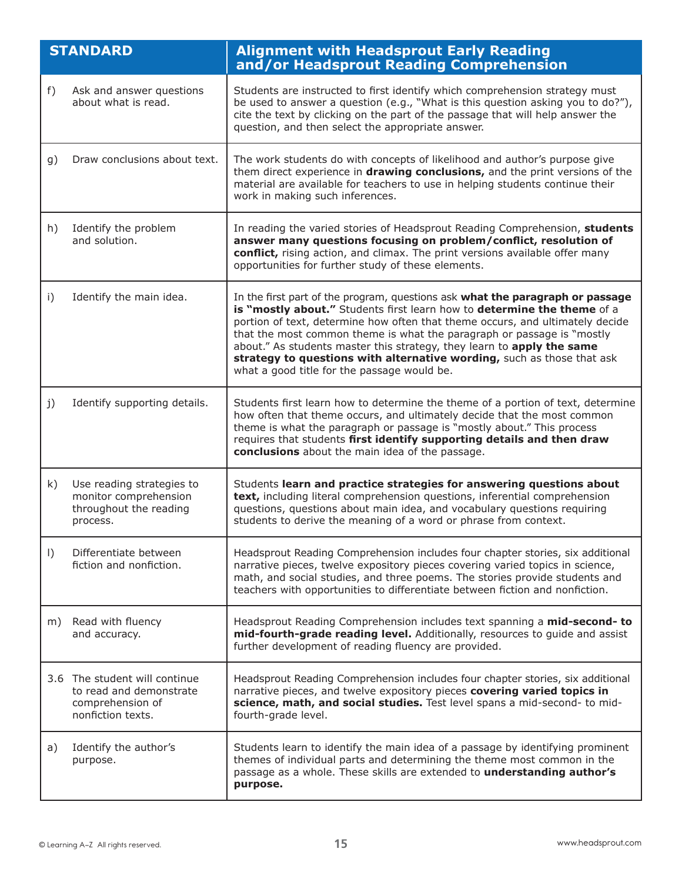| STANDARD | Alignment with Headsprout Early Reading and/or Headsprout Reading Comprehension |
| --- | --- |
| f) Ask and answer questions about what is read. | Students are instructed to first identify which comprehension strategy must be used to answer a question (e.g., "What is this question asking you to do?"), cite the text by clicking on the part of the passage that will help answer the question, and then select the appropriate answer. |
| g) Draw conclusions about text. | The work students do with concepts of likelihood and author's purpose give them direct experience in **drawing conclusions,** and the print versions of the material are available for teachers to use in helping students continue their work in making such inferences. |
| h) Identify the problem and solution. | In reading the varied stories of Headsprout Reading Comprehension, **students answer many questions focusing on problem/conflict, resolution of conflict,** rising action, and climax. The print versions available offer many opportunities for further study of these elements. |
| i) Identify the main idea. | In the first part of the program, questions ask **what the paragraph or passage is "mostly about."** Students first learn how to **determine the theme** of a portion of text, determine how often that theme occurs, and ultimately decide that the most common theme is what the paragraph or passage is "mostly about." As students master this strategy, they learn to **apply the same strategy to questions with alternative wording,** such as those that ask what a good title for the passage would be. |
| j) Identify supporting details. | Students first learn how to determine the theme of a portion of text, determine how often that theme occurs, and ultimately decide that the most common theme is what the paragraph or passage is "mostly about." This process requires that students **first identify supporting details and then draw conclusions** about the main idea of the passage. |
| k) Use reading strategies to monitor comprehension throughout the reading process. | Students **learn and practice strategies for answering questions about text,** including literal comprehension questions, inferential comprehension questions, questions about main idea, and vocabulary questions requiring students to derive the meaning of a word or phrase from context. |
| l) Differentiate between fiction and nonfiction. | Headsprout Reading Comprehension includes four chapter stories, six additional narrative pieces, twelve expository pieces covering varied topics in science, math, and social studies, and three poems. The stories provide students and teachers with opportunities to differentiate between fiction and nonfiction. |
| m) Read with fluency and accuracy. | Headsprout Reading Comprehension includes text spanning a **mid-second- to mid-fourth-grade reading level.** Additionally, resources to guide and assist further development of reading fluency are provided. |
| 3.6 The student will continue to read and demonstrate comprehension of nonfiction texts. | Headsprout Reading Comprehension includes four chapter stories, six additional narrative pieces, and twelve expository pieces **covering varied topics in science, math, and social studies.** Test level spans a mid-second- to mid-fourth-grade level. |
| a) Identify the author's purpose. | Students learn to identify the main idea of a passage by identifying prominent themes of individual parts and determining the theme most common in the passage as a whole. These skills are extended to **understanding author's purpose.** |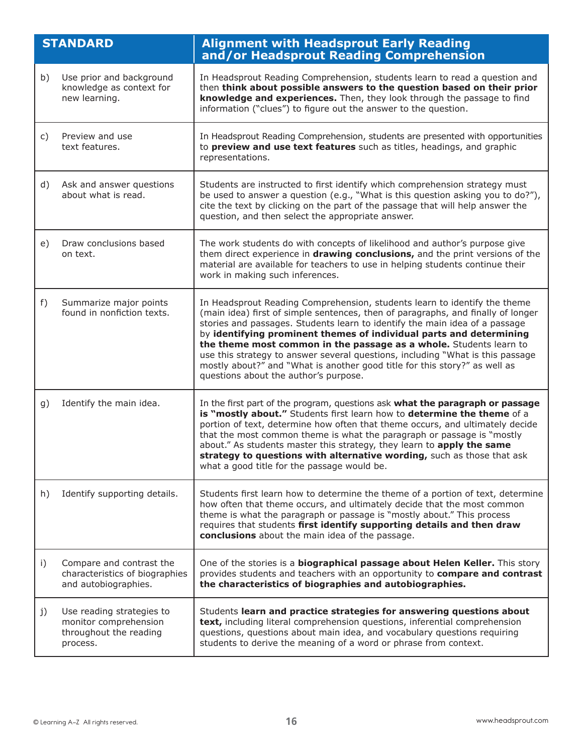| STANDARD | Alignment with Headsprout Early Reading and/or Headsprout Reading Comprehension |
|---|---|
| b) Use prior and background knowledge as context for new learning. | In Headsprout Reading Comprehension, students learn to read a question and then **think about possible answers to the question based on their prior knowledge and experiences.** Then, they look through the passage to find information ("clues") to figure out the answer to the question. |
| c) Preview and use text features. | In Headsprout Reading Comprehension, students are presented with opportunities to **preview and use text features** such as titles, headings, and graphic representations. |
| d) Ask and answer questions about what is read. | Students are instructed to first identify which comprehension strategy must be used to answer a question (e.g., "What is this question asking you to do?"), cite the text by clicking on the part of the passage that will help answer the question, and then select the appropriate answer. |
| e) Draw conclusions based on text. | The work students do with concepts of likelihood and author's purpose give them direct experience in **drawing conclusions,** and the print versions of the material are available for teachers to use in helping students continue their work in making such inferences. |
| f) Summarize major points found in nonfiction texts. | In Headsprout Reading Comprehension, students learn to identify the theme (main idea) first of simple sentences, then of paragraphs, and finally of longer stories and passages. Students learn to identify the main idea of a passage by **identifying prominent themes of individual parts and determining the theme most common in the passage as a whole.** Students learn to use this strategy to answer several questions, including "What is this passage mostly about?" and "What is another good title for this story?" as well as questions about the author's purpose. |
| g) Identify the main idea. | In the first part of the program, questions ask **what the paragraph or passage is "mostly about."** Students first learn how to **determine the theme** of a portion of text, determine how often that theme occurs, and ultimately decide that the most common theme is what the paragraph or passage is "mostly about." As students master this strategy, they learn to **apply the same strategy to questions with alternative wording,** such as those that ask what a good title for the passage would be. |
| h) Identify supporting details. | Students first learn how to determine the theme of a portion of text, determine how often that theme occurs, and ultimately decide that the most common theme is what the paragraph or passage is "mostly about." This process requires that students **first identify supporting details and then draw conclusions** about the main idea of the passage. |
| i) Compare and contrast the characteristics of biographies and autobiographies. | One of the stories is a **biographical passage about Helen Keller.** This story provides students and teachers with an opportunity to **compare and contrast the characteristics of biographies and autobiographies.** |
| j) Use reading strategies to monitor comprehension throughout the reading process. | Students **learn and practice strategies for answering questions about text,** including literal comprehension questions, inferential comprehension questions, questions about main idea, and vocabulary questions requiring students to derive the meaning of a word or phrase from context. |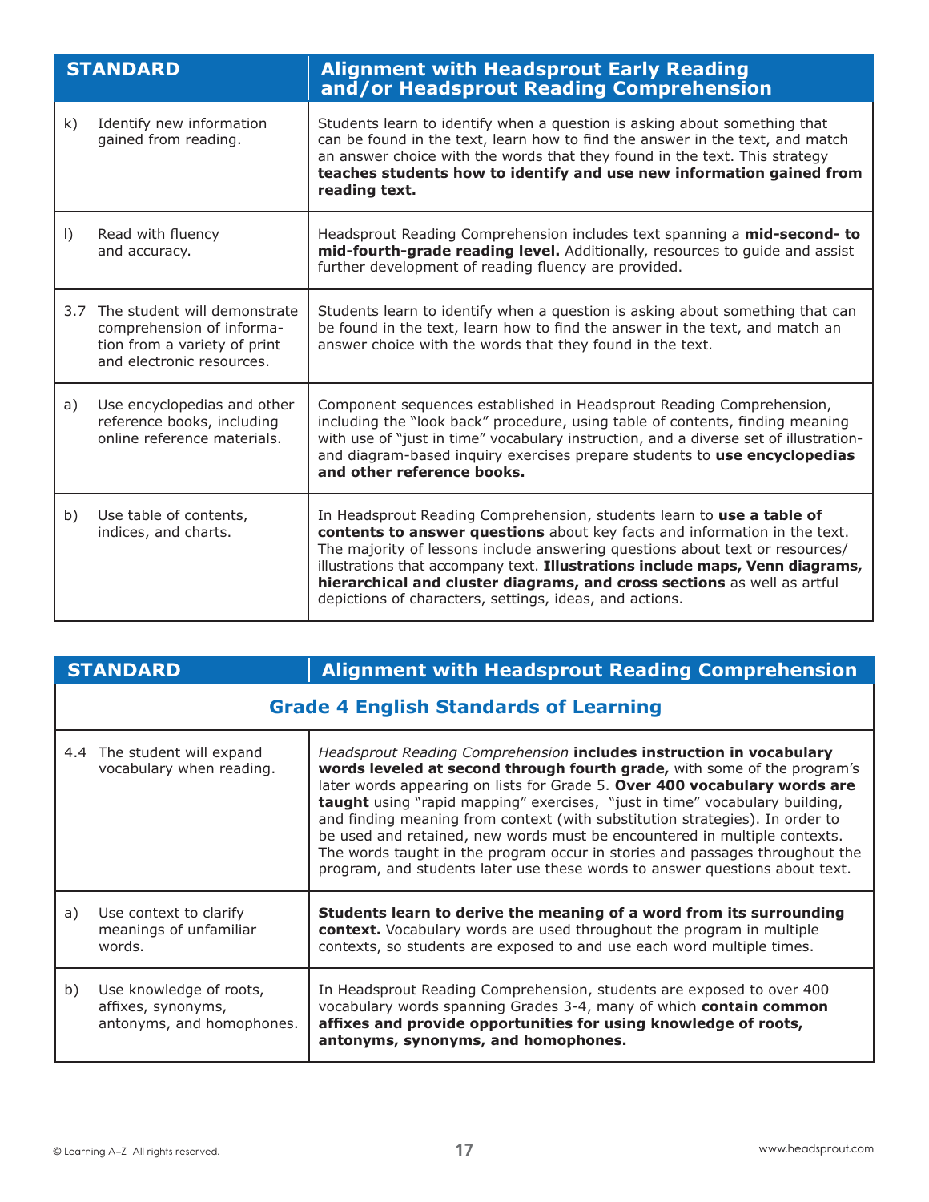| STANDARD | Alignment with Headsprout Early Reading and/or Headsprout Reading Comprehension |
|---|---|
| k) Identify new information gained from reading. | Students learn to identify when a question is asking about something that can be found in the text, learn how to find the answer in the text, and match an answer choice with the words that they found in the text. This strategy **teaches students how to identify and use new information gained from reading text.** |
| l) Read with fluency and accuracy. | Headsprout Reading Comprehension includes text spanning a **mid-second- to mid-fourth-grade reading level.** Additionally, resources to guide and assist further development of reading fluency are provided. |
| 3.7 The student will demonstrate comprehension of information from a variety of print and electronic resources. | Students learn to identify when a question is asking about something that can be found in the text, learn how to find the answer in the text, and match an answer choice with the words that they found in the text. |
| a) Use encyclopedias and other reference books, including online reference materials. | Component sequences established in Headsprout Reading Comprehension, including the "look back" procedure, using table of contents, finding meaning with use of "just in time" vocabulary instruction, and a diverse set of illustration- and diagram-based inquiry exercises prepare students to **use encyclopedias and other reference books.** |
| b) Use table of contents, indices, and charts. | In Headsprout Reading Comprehension, students learn to **use a table of contents to answer questions** about key facts and information in the text. The majority of lessons include answering questions about text or resources/illustrations that accompany text. **Illustrations include maps, Venn diagrams, hierarchical and cluster diagrams, and cross sections** as well as artful depictions of characters, settings, ideas, and actions. |

| STANDARD | Alignment with Headsprout Reading Comprehension |
|---|---|
| **Grade 4 English Standards of Learning** | |
| 4.4 The student will expand vocabulary when reading. | *Headsprout Reading Comprehension* **includes instruction in vocabulary words leveled at second through fourth grade,** with some of the program's later words appearing on lists for Grade 5. **Over 400 vocabulary words are taught** using "rapid mapping" exercises, "just in time" vocabulary building, and finding meaning from context (with substitution strategies). In order to be used and retained, new words must be encountered in multiple contexts. The words taught in the program occur in stories and passages throughout the program, and students later use these words to answer questions about text. |
| a) Use context to clarify meanings of unfamiliar words. | **Students learn to derive the meaning of a word from its surrounding context.** Vocabulary words are used throughout the program in multiple contexts, so students are exposed to and use each word multiple times. |
| b) Use knowledge of roots, affixes, synonyms, antonyms, and homophones. | In Headsprout Reading Comprehension, students are exposed to over 400 vocabulary words spanning Grades 3-4, many of which **contain common affixes and provide opportunities for using knowledge of roots, antonyms, synonyms, and homophones.** |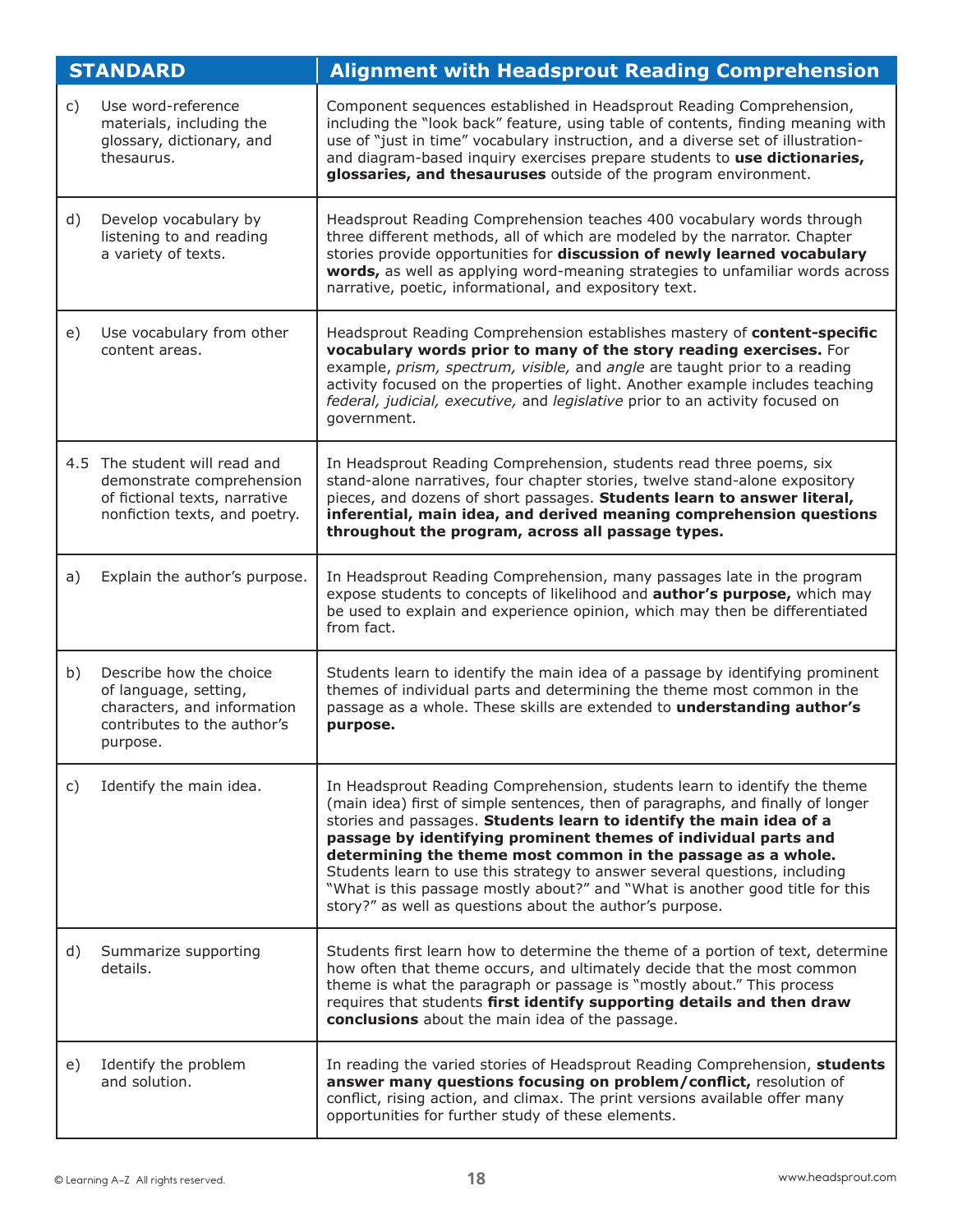| STANDARD | Alignment with Headsprout Reading Comprehension |
|---|---|
| c) Use word-reference materials, including the glossary, dictionary, and thesaurus. | Component sequences established in Headsprout Reading Comprehension, including the "look back" feature, using table of contents, finding meaning with use of "just in time" vocabulary instruction, and a diverse set of illustration- and diagram-based inquiry exercises prepare students to **use dictionaries, glossaries, and thesauruses** outside of the program environment. |
| d) Develop vocabulary by listening to and reading a variety of texts. | Headsprout Reading Comprehension teaches 400 vocabulary words through three different methods, all of which are modeled by the narrator. Chapter stories provide opportunities for **discussion of newly learned vocabulary words,** as well as applying word-meaning strategies to unfamiliar words across narrative, poetic, informational, and expository text. |
| e) Use vocabulary from other content areas. | Headsprout Reading Comprehension establishes mastery of **content-specific vocabulary words prior to many of the story reading exercises.** For example, *prism, spectrum, visible,* and *angle* are taught prior to a reading activity focused on the properties of light. Another example includes teaching *federal, judicial, executive,* and *legislative* prior to an activity focused on government. |
| 4.5 The student will read and demonstrate comprehension of fictional texts, narrative nonfiction texts, and poetry. | In Headsprout Reading Comprehension, students read three poems, six stand-alone narratives, four chapter stories, twelve stand-alone expository pieces, and dozens of short passages. **Students learn to answer literal, inferential, main idea, and derived meaning comprehension questions throughout the program, across all passage types.** |
| a) Explain the author's purpose. | In Headsprout Reading Comprehension, many passages late in the program expose students to concepts of likelihood and **author's purpose,** which may be used to explain and experience opinion, which may then be differentiated from fact. |
| b) Describe how the choice of language, setting, characters, and information contributes to the author's purpose. | Students learn to identify the main idea of a passage by identifying prominent themes of individual parts and determining the theme most common in the passage as a whole. These skills are extended to **understanding author's purpose.** |
| c) Identify the main idea. | In Headsprout Reading Comprehension, students learn to identify the theme (main idea) first of simple sentences, then of paragraphs, and finally of longer stories and passages. **Students learn to identify the main idea of a passage by identifying prominent themes of individual parts and determining the theme most common in the passage as a whole.** Students learn to use this strategy to answer several questions, including "What is this passage mostly about?" and "What is another good title for this story?" as well as questions about the author's purpose. |
| d) Summarize supporting details. | Students first learn how to determine the theme of a portion of text, determine how often that theme occurs, and ultimately decide that the most common theme is what the paragraph or passage is "mostly about." This process requires that students **first identify supporting details and then draw conclusions** about the main idea of the passage. |
| e) Identify the problem and solution. | In reading the varied stories of Headsprout Reading Comprehension, **students answer many questions focusing on problem/conflict,** resolution of conflict, rising action, and climax. The print versions available offer many opportunities for further study of these elements. |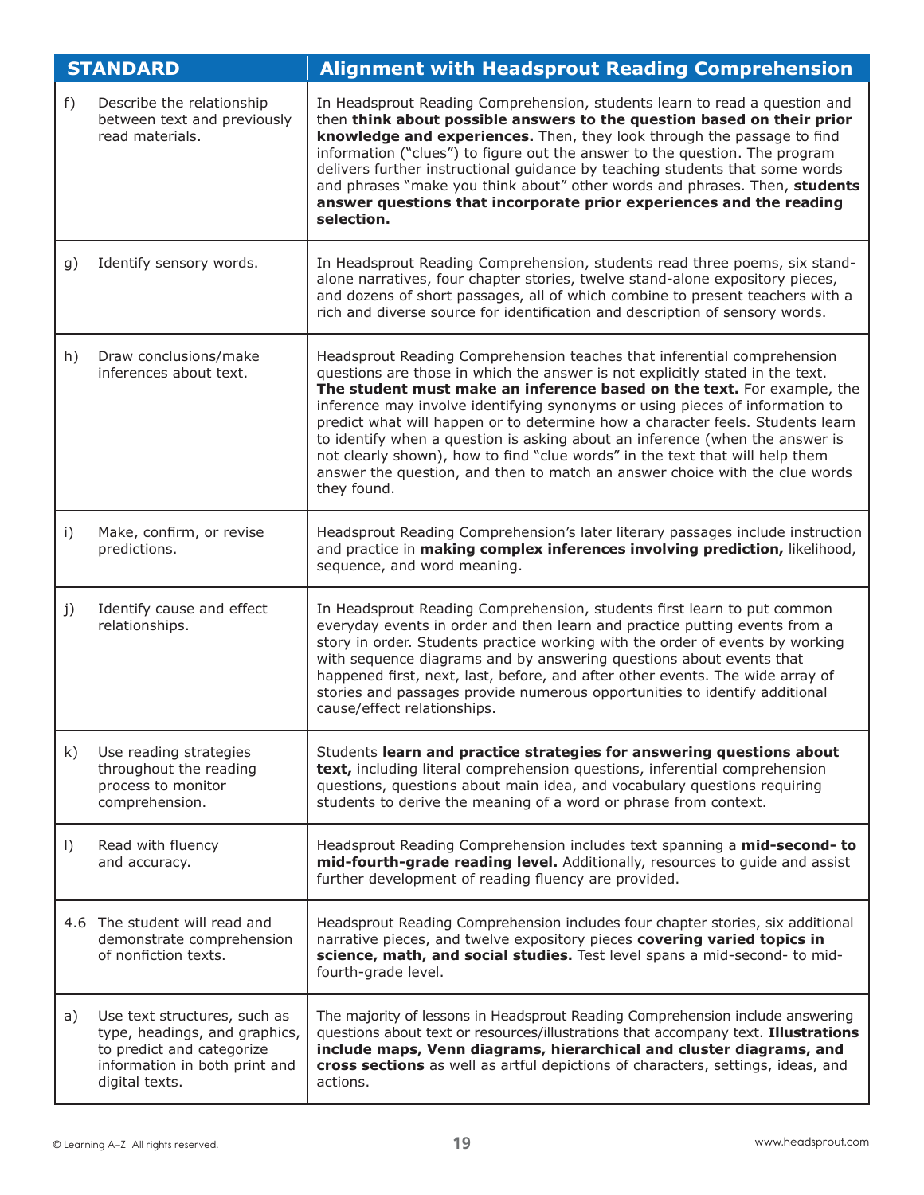| STANDARD | Alignment with Headsprout Reading Comprehension |
|---|---|
| f) Describe the relationship between text and previously read materials. | In Headsprout Reading Comprehension, students learn to read a question and then **think about possible answers to the question based on their prior knowledge and experiences.** Then, they look through the passage to find information ("clues") to figure out the answer to the question. The program delivers further instructional guidance by teaching students that some words and phrases "make you think about" other words and phrases. Then, **students answer questions that incorporate prior experiences and the reading selection.** |
| g) Identify sensory words. | In Headsprout Reading Comprehension, students read three poems, six stand-alone narratives, four chapter stories, twelve stand-alone expository pieces, and dozens of short passages, all of which combine to present teachers with a rich and diverse source for identification and description of sensory words. |
| h) Draw conclusions/make inferences about text. | Headsprout Reading Comprehension teaches that inferential comprehension questions are those in which the answer is not explicitly stated in the text. **The student must make an inference based on the text.** For example, the inference may involve identifying synonyms or using pieces of information to predict what will happen or to determine how a character feels. Students learn to identify when a question is asking about an inference (when the answer is not clearly shown), how to find "clue words" in the text that will help them answer the question, and then to match an answer choice with the clue words they found. |
| i) Make, confirm, or revise predictions. | Headsprout Reading Comprehension's later literary passages include instruction and practice in **making complex inferences involving prediction,** likelihood, sequence, and word meaning. |
| j) Identify cause and effect relationships. | In Headsprout Reading Comprehension, students first learn to put common everyday events in order and then learn and practice putting events from a story in order. Students practice working with the order of events by working with sequence diagrams and by answering questions about events that happened first, next, last, before, and after other events. The wide array of stories and passages provide numerous opportunities to identify additional cause/effect relationships. |
| k) Use reading strategies throughout the reading process to monitor comprehension. | Students **learn and practice strategies for answering questions about text,** including literal comprehension questions, inferential comprehension questions, questions about main idea, and vocabulary questions requiring students to derive the meaning of a word or phrase from context. |
| l) Read with fluency and accuracy. | Headsprout Reading Comprehension includes text spanning a **mid-second- to mid-fourth-grade reading level.** Additionally, resources to guide and assist further development of reading fluency are provided. |
| 4.6 The student will read and demonstrate comprehension of nonfiction texts. | Headsprout Reading Comprehension includes four chapter stories, six additional narrative pieces, and twelve expository pieces **covering varied topics in science, math, and social studies.** Test level spans a mid-second- to mid-fourth-grade level. |
| a) Use text structures, such as type, headings, and graphics, to predict and categorize information in both print and digital texts. | The majority of lessons in Headsprout Reading Comprehension include answering questions about text or resources/illustrations that accompany text. **Illustrations include maps, Venn diagrams, hierarchical and cluster diagrams, and cross sections** as well as artful depictions of characters, settings, ideas, and actions. |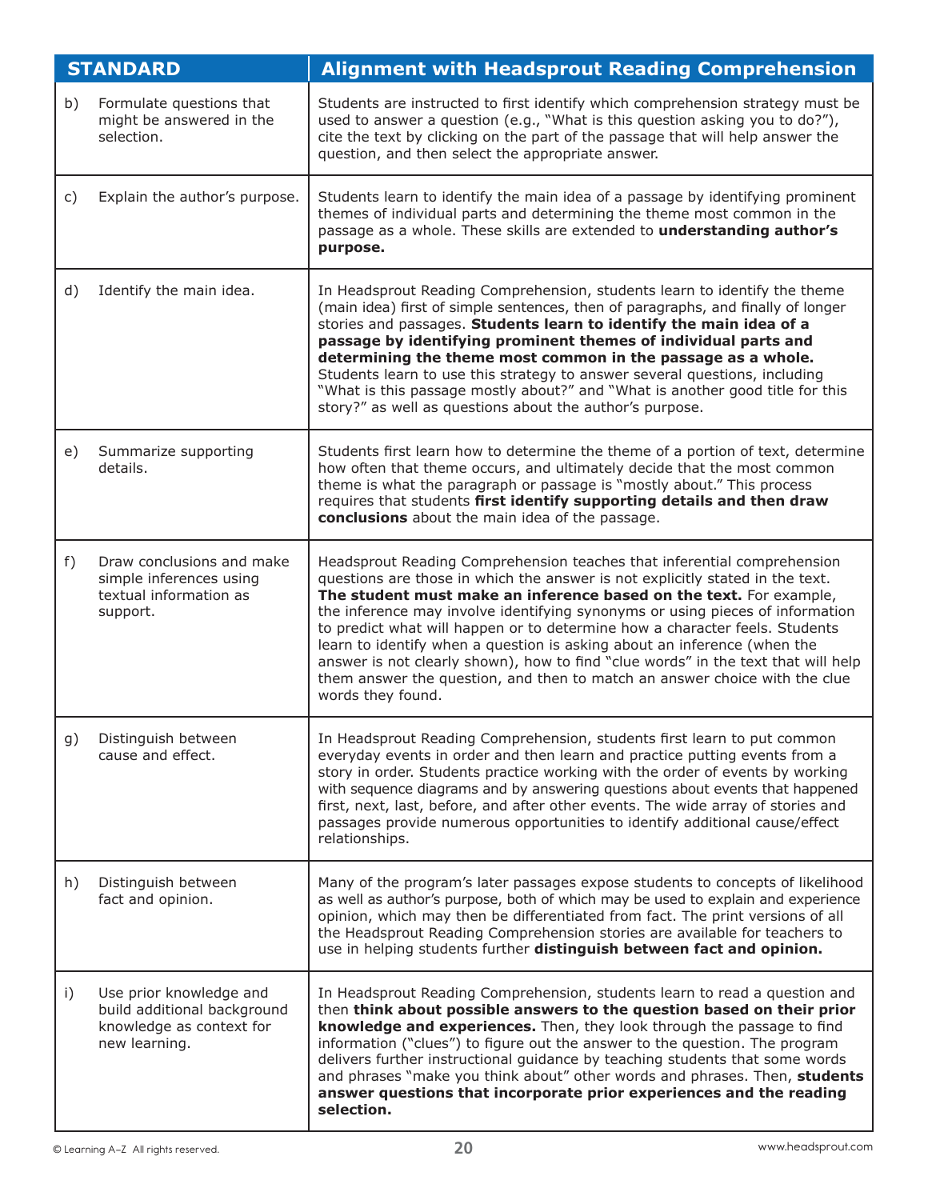| STANDARD | Alignment with Headsprout Reading Comprehension |
|---|---|
| b) Formulate questions that might be answered in the selection. | Students are instructed to first identify which comprehension strategy must be used to answer a question (e.g., "What is this question asking you to do?"), cite the text by clicking on the part of the passage that will help answer the question, and then select the appropriate answer. |
| c) Explain the author's purpose. | Students learn to identify the main idea of a passage by identifying prominent themes of individual parts and determining the theme most common in the passage as a whole. These skills are extended to **understanding author's purpose.** |
| d) Identify the main idea. | In Headsprout Reading Comprehension, students learn to identify the theme (main idea) first of simple sentences, then of paragraphs, and finally of longer stories and passages. **Students learn to identify the main idea of a passage by identifying prominent themes of individual parts and determining the theme most common in the passage as a whole.** Students learn to use this strategy to answer several questions, including "What is this passage mostly about?" and "What is another good title for this story?" as well as questions about the author's purpose. |
| e) Summarize supporting details. | Students first learn how to determine the theme of a portion of text, determine how often that theme occurs, and ultimately decide that the most common theme is what the paragraph or passage is "mostly about." This process requires that students **first identify supporting details and then draw conclusions** about the main idea of the passage. |
| f) Draw conclusions and make simple inferences using textual information as support. | Headsprout Reading Comprehension teaches that inferential comprehension questions are those in which the answer is not explicitly stated in the text. **The student must make an inference based on the text.** For example, the inference may involve identifying synonyms or using pieces of information to predict what will happen or to determine how a character feels. Students learn to identify when a question is asking about an inference (when the answer is not clearly shown), how to find "clue words" in the text that will help them answer the question, and then to match an answer choice with the clue words they found. |
| g) Distinguish between cause and effect. | In Headsprout Reading Comprehension, students first learn to put common everyday events in order and then learn and practice putting events from a story in order. Students practice working with the order of events by working with sequence diagrams and by answering questions about events that happened first, next, last, before, and after other events. The wide array of stories and passages provide numerous opportunities to identify additional cause/effect relationships. |
| h) Distinguish between fact and opinion. | Many of the program's later passages expose students to concepts of likelihood as well as author's purpose, both of which may be used to explain and experience opinion, which may then be differentiated from fact. The print versions of all the Headsprout Reading Comprehension stories are available for teachers to use in helping students further **distinguish between fact and opinion.** |
| i) Use prior knowledge and build additional background knowledge as context for new learning. | In Headsprout Reading Comprehension, students learn to read a question and then **think about possible answers to the question based on their prior knowledge and experiences.** Then, they look through the passage to find information ("clues") to figure out the answer to the question. The program delivers further instructional guidance by teaching students that some words and phrases "make you think about" other words and phrases. Then, **students answer questions that incorporate prior experiences and the reading selection.** |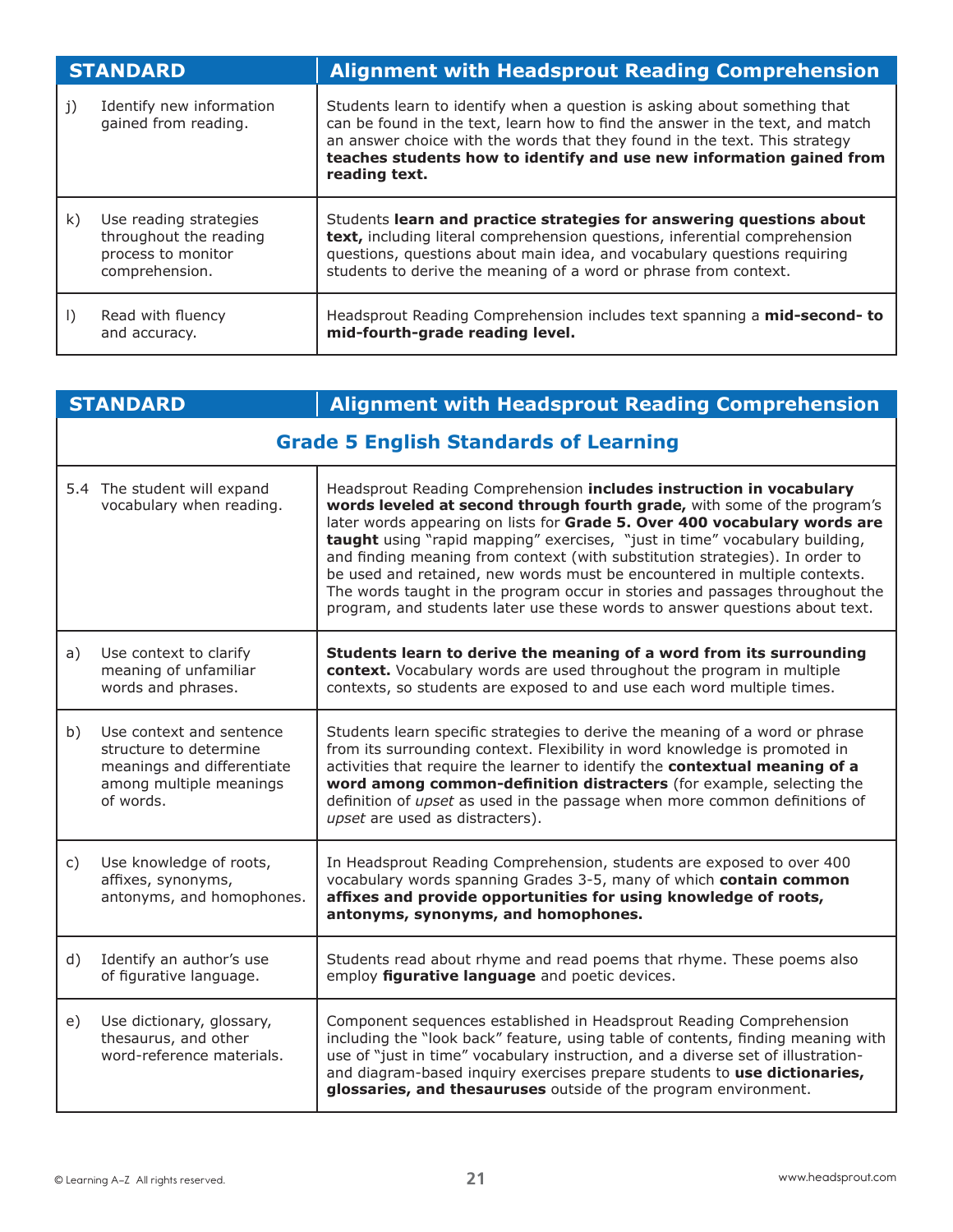| STANDARD | Alignment with Headsprout Reading Comprehension |
|---|---|
| j) Identify new information gained from reading. | Students learn to identify when a question is asking about something that can be found in the text, learn how to find the answer in the text, and match an answer choice with the words that they found in the text. This strategy **teaches students how to identify and use new information gained from reading text.** |
| k) Use reading strategies throughout the reading process to monitor comprehension. | Students **learn and practice strategies for answering questions about text,** including literal comprehension questions, inferential comprehension questions, questions about main idea, and vocabulary questions requiring students to derive the meaning of a word or phrase from context. |
| l) Read with fluency and accuracy. | Headsprout Reading Comprehension includes text spanning a **mid-second- to mid-fourth-grade reading level.** |

| STANDARD | Alignment with Headsprout Reading Comprehension |
|---|---|
| **Grade 5 English Standards of Learning** | |
| 5.4 The student will expand vocabulary when reading. | Headsprout Reading Comprehension **includes instruction in vocabulary words leveled at second through fourth grade,** with some of the program's later words appearing on lists for **Grade 5. Over 400 vocabulary words are taught** using "rapid mapping" exercises, "just in time" vocabulary building, and finding meaning from context (with substitution strategies). In order to be used and retained, new words must be encountered in multiple contexts. The words taught in the program occur in stories and passages throughout the program, and students later use these words to answer questions about text. |
| a) Use context to clarify meaning of unfamiliar words and phrases. | **Students learn to derive the meaning of a word from its surrounding context.** Vocabulary words are used throughout the program in multiple contexts, so students are exposed to and use each word multiple times. |
| b) Use context and sentence structure to determine meanings and differentiate among multiple meanings of words. | Students learn specific strategies to derive the meaning of a word or phrase from its surrounding context. Flexibility in word knowledge is promoted in activities that require the learner to identify the **contextual meaning of a word among common-definition distracters** (for example, selecting the definition of *upset* as used in the passage when more common definitions of *upset* are used as distracters). |
| c) Use knowledge of roots, affixes, synonyms, antonyms, and homophones. | In Headsprout Reading Comprehension, students are exposed to over 400 vocabulary words spanning Grades 3-5, many of which **contain common affixes and provide opportunities for using knowledge of roots, antonyms, synonyms, and homophones.** |
| d) Identify an author's use of figurative language. | Students read about rhyme and read poems that rhyme. These poems also employ **figurative language** and poetic devices. |
| e) Use dictionary, glossary, thesaurus, and other word-reference materials. | Component sequences established in Headsprout Reading Comprehension including the "look back" feature, using table of contents, finding meaning with use of "just in time" vocabulary instruction, and a diverse set of illustration- and diagram-based inquiry exercises prepare students to **use dictionaries, glossaries, and thesauruses** outside of the program environment. |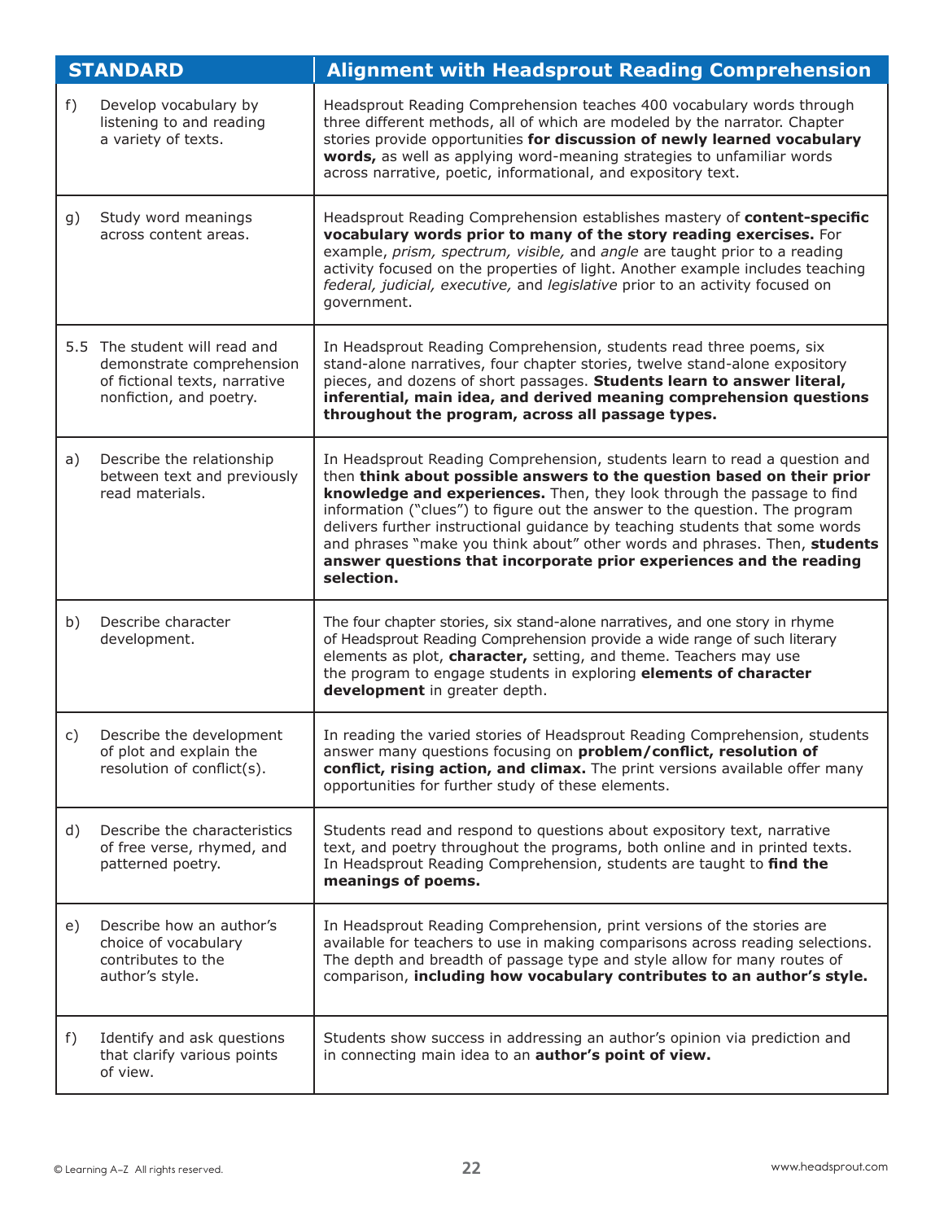| STANDARD | Alignment with Headsprout Reading Comprehension |
|---|---|
| f) Develop vocabulary by listening to and reading a variety of texts. | Headsprout Reading Comprehension teaches 400 vocabulary words through three different methods, all of which are modeled by the narrator. Chapter stories provide opportunities **for discussion of newly learned vocabulary words,** as well as applying word-meaning strategies to unfamiliar words across narrative, poetic, informational, and expository text. |
| g) Study word meanings across content areas. | Headsprout Reading Comprehension establishes mastery of **content-specific vocabulary words prior to many of the story reading exercises.** For example, *prism, spectrum, visible,* and *angle* are taught prior to a reading activity focused on the properties of light. Another example includes teaching *federal, judicial, executive,* and *legislative* prior to an activity focused on government. |
| 5.5 The student will read and demonstrate comprehension of fictional texts, narrative nonfiction, and poetry. | In Headsprout Reading Comprehension, students read three poems, six stand-alone narratives, four chapter stories, twelve stand-alone expository pieces, and dozens of short passages. **Students learn to answer literal, inferential, main idea, and derived meaning comprehension questions throughout the program, across all passage types.** |
| a) Describe the relationship between text and previously read materials. | In Headsprout Reading Comprehension, students learn to read a question and then **think about possible answers to the question based on their prior knowledge and experiences.** Then, they look through the passage to find information ("clues") to figure out the answer to the question. The program delivers further instructional guidance by teaching students that some words and phrases "make you think about" other words and phrases. Then, **students answer questions that incorporate prior experiences and the reading selection.** |
| b) Describe character development. | The four chapter stories, six stand-alone narratives, and one story in rhyme of Headsprout Reading Comprehension provide a wide range of such literary elements as plot, **character,** setting, and theme. Teachers may use the program to engage students in exploring **elements of character development** in greater depth. |
| c) Describe the development of plot and explain the resolution of conflict(s). | In reading the varied stories of Headsprout Reading Comprehension, students answer many questions focusing on **problem/conflict, resolution of conflict, rising action, and climax.** The print versions available offer many opportunities for further study of these elements. |
| d) Describe the characteristics of free verse, rhymed, and patterned poetry. | Students read and respond to questions about expository text, narrative text, and poetry throughout the programs, both online and in printed texts. In Headsprout Reading Comprehension, students are taught to **find the meanings of poems.** |
| e) Describe how an author's choice of vocabulary contributes to the author's style. | In Headsprout Reading Comprehension, print versions of the stories are available for teachers to use in making comparisons across reading selections. The depth and breadth of passage type and style allow for many routes of comparison, **including how vocabulary contributes to an author's style.** |
| f) Identify and ask questions that clarify various points of view. | Students show success in addressing an author's opinion via prediction and in connecting main idea to an **author's point of view.** |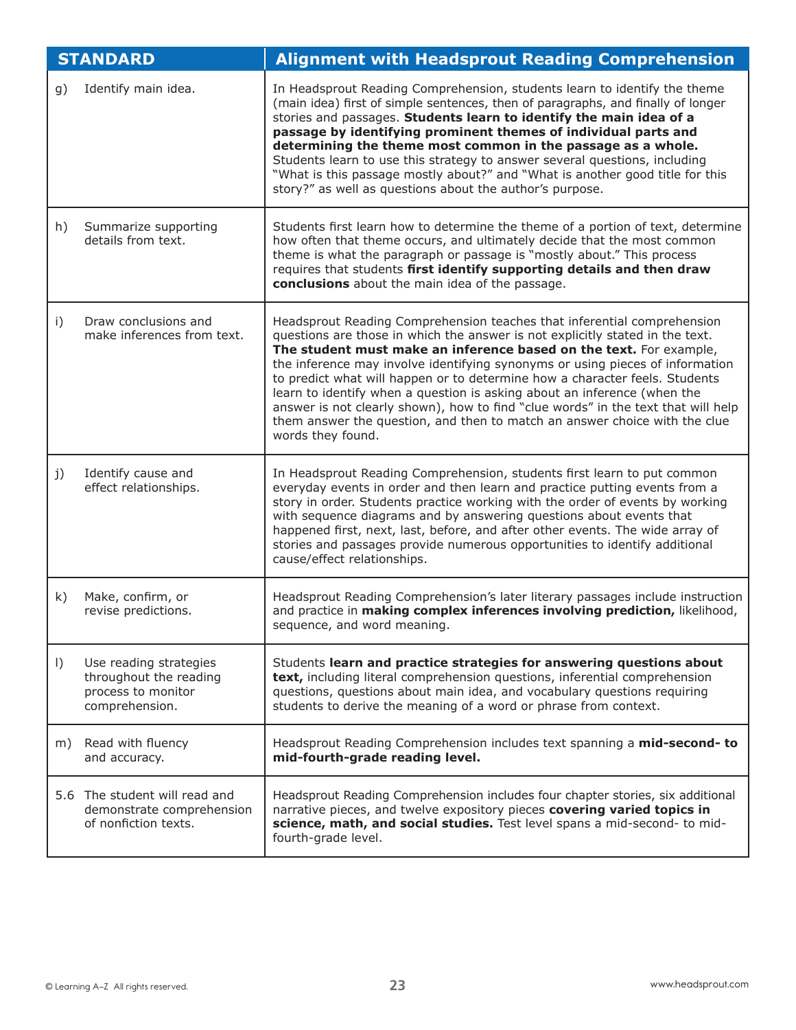| STANDARD | Alignment with Headsprout Reading Comprehension |
|---|---|
| g) Identify main idea. | In Headsprout Reading Comprehension, students learn to identify the theme (main idea) first of simple sentences, then of paragraphs, and finally of longer stories and passages. **Students learn to identify the main idea of a passage by identifying prominent themes of individual parts and determining the theme most common in the passage as a whole.** Students learn to use this strategy to answer several questions, including "What is this passage mostly about?" and "What is another good title for this story?" as well as questions about the author's purpose. |
| h) Summarize supporting details from text. | Students first learn how to determine the theme of a portion of text, determine how often that theme occurs, and ultimately decide that the most common theme is what the paragraph or passage is "mostly about." This process requires that students **first identify supporting details and then draw conclusions** about the main idea of the passage. |
| i) Draw conclusions and make inferences from text. | Headsprout Reading Comprehension teaches that inferential comprehension questions are those in which the answer is not explicitly stated in the text. **The student must make an inference based on the text.** For example, the inference may involve identifying synonyms or using pieces of information to predict what will happen or to determine how a character feels. Students learn to identify when a question is asking about an inference (when the answer is not clearly shown), how to find "clue words" in the text that will help them answer the question, and then to match an answer choice with the clue words they found. |
| j) Identify cause and effect relationships. | In Headsprout Reading Comprehension, students first learn to put common everyday events in order and then learn and practice putting events from a story in order. Students practice working with the order of events by working with sequence diagrams and by answering questions about events that happened first, next, last, before, and after other events. The wide array of stories and passages provide numerous opportunities to identify additional cause/effect relationships. |
| k) Make, confirm, or revise predictions. | Headsprout Reading Comprehension's later literary passages include instruction and practice in **making complex inferences involving prediction,** likelihood, sequence, and word meaning. |
| l) Use reading strategies throughout the reading process to monitor comprehension. | Students **learn and practice strategies for answering questions about text,** including literal comprehension questions, inferential comprehension questions, questions about main idea, and vocabulary questions requiring students to derive the meaning of a word or phrase from context. |
| m) Read with fluency and accuracy. | Headsprout Reading Comprehension includes text spanning a **mid-second- to mid-fourth-grade reading level.** |
| 5.6 The student will read and demonstrate comprehension of nonfiction texts. | Headsprout Reading Comprehension includes four chapter stories, six additional narrative pieces, and twelve expository pieces **covering varied topics in science, math, and social studies.** Test level spans a mid-second- to mid-fourth-grade level. |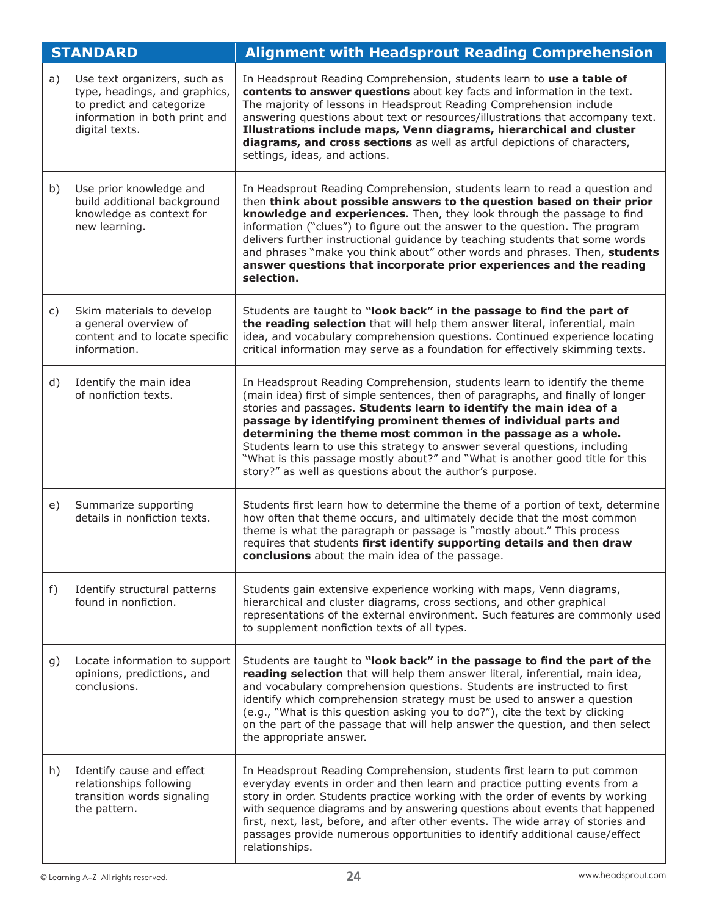| STANDARD | Alignment with Headsprout Reading Comprehension |
|---|---|
| a) Use text organizers, such as type, headings, and graphics, to predict and categorize information in both print and digital texts. | In Headsprout Reading Comprehension, students learn to **use a table of contents to answer questions** about key facts and information in the text. The majority of lessons in Headsprout Reading Comprehension include answering questions about text or resources/illustrations that accompany text. **Illustrations include maps, Venn diagrams, hierarchical and cluster diagrams, and cross sections** as well as artful depictions of characters, settings, ideas, and actions. |
| b) Use prior knowledge and build additional background knowledge as context for new learning. | In Headsprout Reading Comprehension, students learn to read a question and then **think about possible answers to the question based on their prior knowledge and experiences.** Then, they look through the passage to find information ("clues") to figure out the answer to the question. The program delivers further instructional guidance by teaching students that some words and phrases "make you think about" other words and phrases. Then, **students answer questions that incorporate prior experiences and the reading selection.** |
| c) Skim materials to develop a general overview of content and to locate specific information. | Students are taught to **"look back" in the passage to find the part of the reading selection** that will help them answer literal, inferential, main idea, and vocabulary comprehension questions. Continued experience locating critical information may serve as a foundation for effectively skimming texts. |
| d) Identify the main idea of nonfiction texts. | In Headsprout Reading Comprehension, students learn to identify the theme (main idea) first of simple sentences, then of paragraphs, and finally of longer stories and passages. **Students learn to identify the main idea of a passage by identifying prominent themes of individual parts and determining the theme most common in the passage as a whole.** Students learn to use this strategy to answer several questions, including "What is this passage mostly about?" and "What is another good title for this story?" as well as questions about the author's purpose. |
| e) Summarize supporting details in nonfiction texts. | Students first learn how to determine the theme of a portion of text, determine how often that theme occurs, and ultimately decide that the most common theme is what the paragraph or passage is "mostly about." This process requires that students **first identify supporting details and then draw conclusions** about the main idea of the passage. |
| f) Identify structural patterns found in nonfiction. | Students gain extensive experience working with maps, Venn diagrams, hierarchical and cluster diagrams, cross sections, and other graphical representations of the external environment. Such features are commonly used to supplement nonfiction texts of all types. |
| g) Locate information to support opinions, predictions, and conclusions. | Students are taught to **"look back" in the passage to find the part of the reading selection** that will help them answer literal, inferential, main idea, and vocabulary comprehension questions. Students are instructed to first identify which comprehension strategy must be used to answer a question (e.g., "What is this question asking you to do?"), cite the text by clicking on the part of the passage that will help answer the question, and then select the appropriate answer. |
| h) Identify cause and effect relationships following transition words signaling the pattern. | In Headsprout Reading Comprehension, students first learn to put common everyday events in order and then learn and practice putting events from a story in order. Students practice working with the order of events by working with sequence diagrams and by answering questions about events that happened first, next, last, before, and after other events. The wide array of stories and passages provide numerous opportunities to identify additional cause/effect relationships. |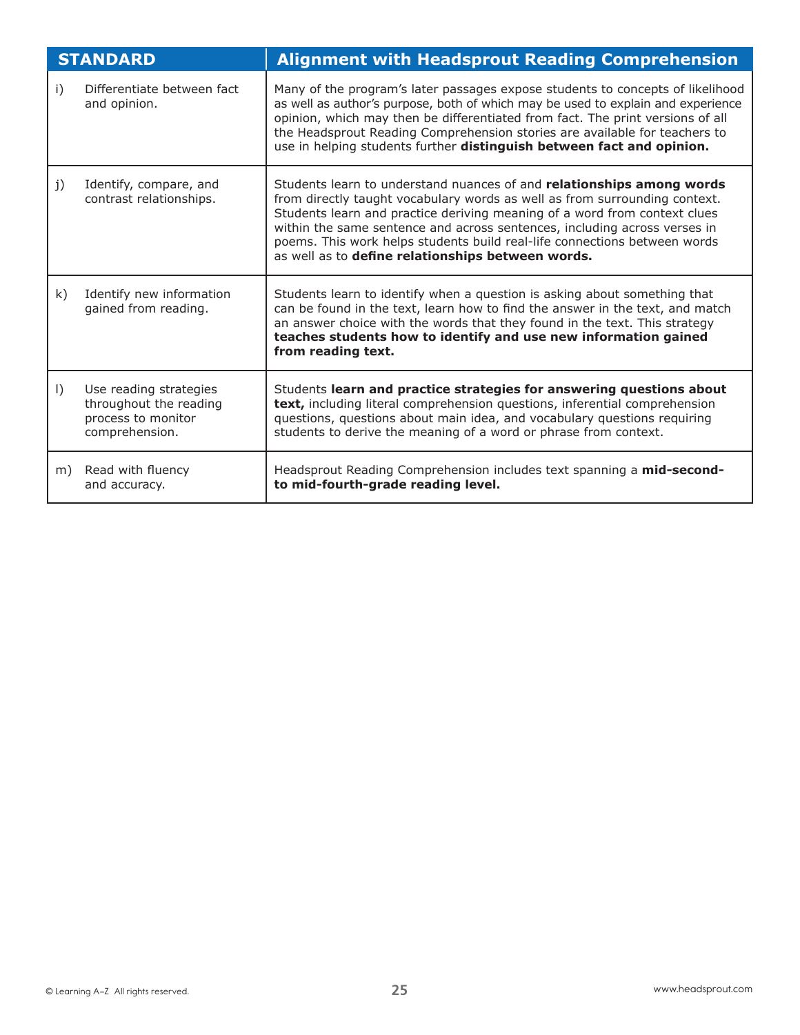| STANDARD | | Alignment with Headsprout Reading Comprehension |
|---|---|---|
| i) | Differentiate between fact and opinion. | Many of the program's later passages expose students to concepts of likelihood as well as author's purpose, both of which may be used to explain and experience opinion, which may then be differentiated from fact. The print versions of all the Headsprout Reading Comprehension stories are available for teachers to use in helping students further **distinguish between fact and opinion.** |
| j) | Identify, compare, and contrast relationships. | Students learn to understand nuances of and **relationships among words** from directly taught vocabulary words as well as from surrounding context. Students learn and practice deriving meaning of a word from context clues within the same sentence and across sentences, including across verses in poems. This work helps students build real-life connections between words as well as to **define relationships between words.** |
| k) | Identify new information gained from reading. | Students learn to identify when a question is asking about something that can be found in the text, learn how to find the answer in the text, and match an answer choice with the words that they found in the text. This strategy **teaches students how to identify and use new information gained from reading text.** |
| l) | Use reading strategies throughout the reading process to monitor comprehension. | Students **learn and practice strategies for answering questions about text,** including literal comprehension questions, inferential comprehension questions, questions about main idea, and vocabulary questions requiring students to derive the meaning of a word or phrase from context. |
| m) | Read with fluency and accuracy. | Headsprout Reading Comprehension includes text spanning a **mid-second- to mid-fourth-grade reading level.** |